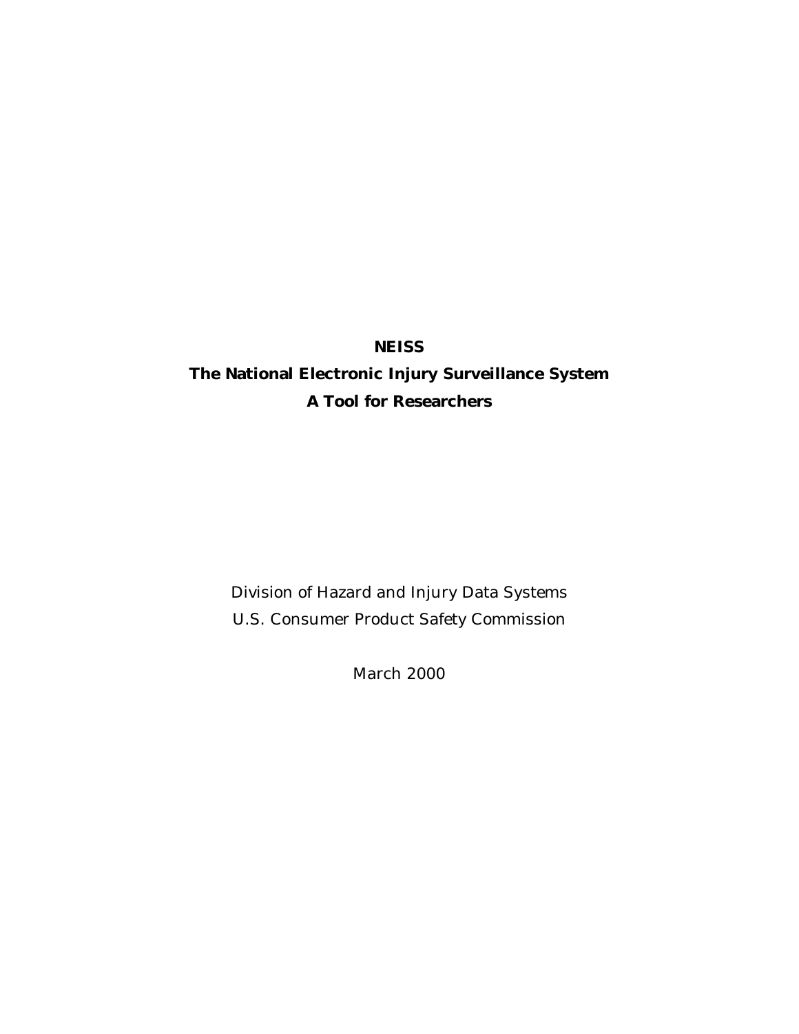# NEISS

# The National Electronic Injury Surveillance System

# A Tool for Researchers

Division of Hazard and Injury Data Systems

U.S. Consumer Product Safety Commission

March 2000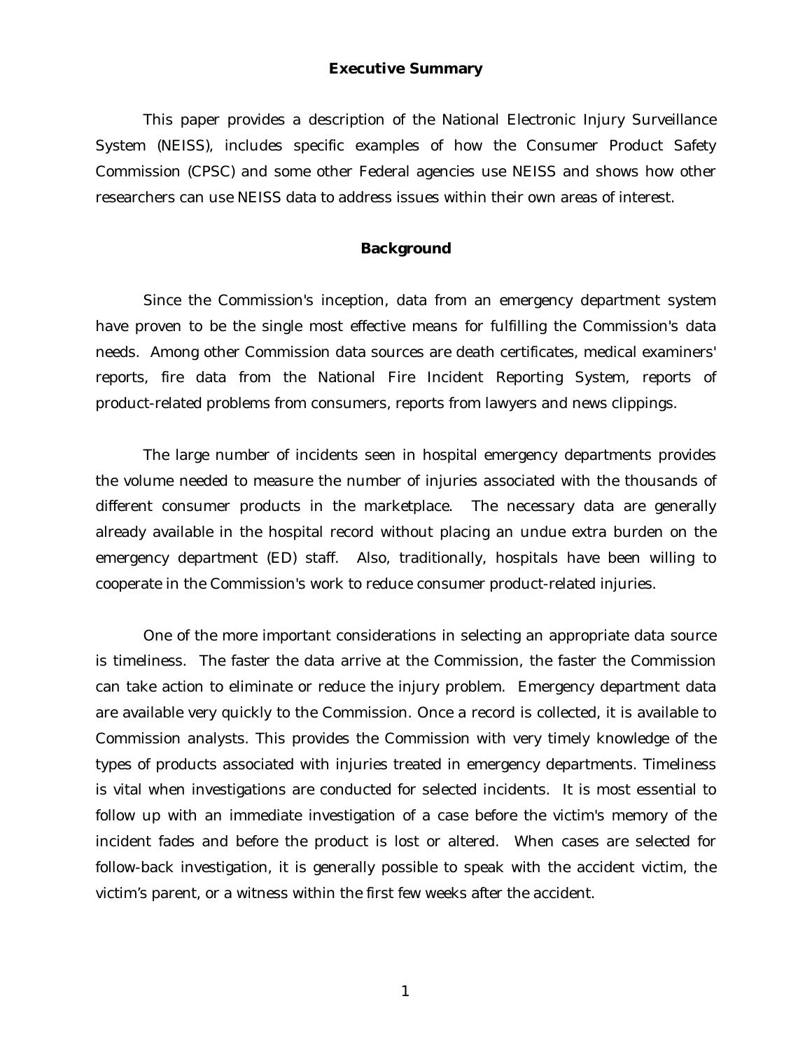## Executive Summary

This paper provides a description of the National Electronic Injury Surveillance System (NEISS), includes specific examples of how the Consumer Product Safety Commission (CPSC) and some other Federal agencies use NEISS and shows how other researchers can use NEISS data to address issues within their own areas of interest.

## Background

Since the Commission's inception, data from an emergency department system have proven to be the single most effective means for fulfilling the Commission's data needs. Among other Commission data sources are death certificates, medical examiners' reports, fire data from the National Fire Incident Reporting System, reports of product-related problems from consumers, reports from lawyers and news clippings.

The large number of incidents seen in hospital emergency departments provides the volume needed to measure the number of injuries associated with the thousands of different consumer products in the marketplace. The necessary data are generally already available in the hospital record without placing an undue extra burden on the emergency department (ED) staff. Also, traditionally, hospitals have been willing to cooperate in the Commission's work to reduce consumer product-related injuries.

One of the more important considerations in selecting an appropriate data source is timeliness. The faster the data arrive at the Commission, the faster the Commission can take action to eliminate or reduce the injury problem. Emergency department data are available very quickly to the Commission. Once a record is collected, it is available to Commission analysts. This provides the Commission with very timely knowledge of the types of products associated with injuries treated in emergency departments. Timeliness is vital when investigations are conducted for selected incidents. It is most essential to follow up with an immediate investigation of a case before the victim's memory of the incident fades and before the product is lost or altered. When cases are selected for follow-back investigation, it is generally possible to speak with the accident victim, the victim's parent, or a witness within the first few weeks after the accident.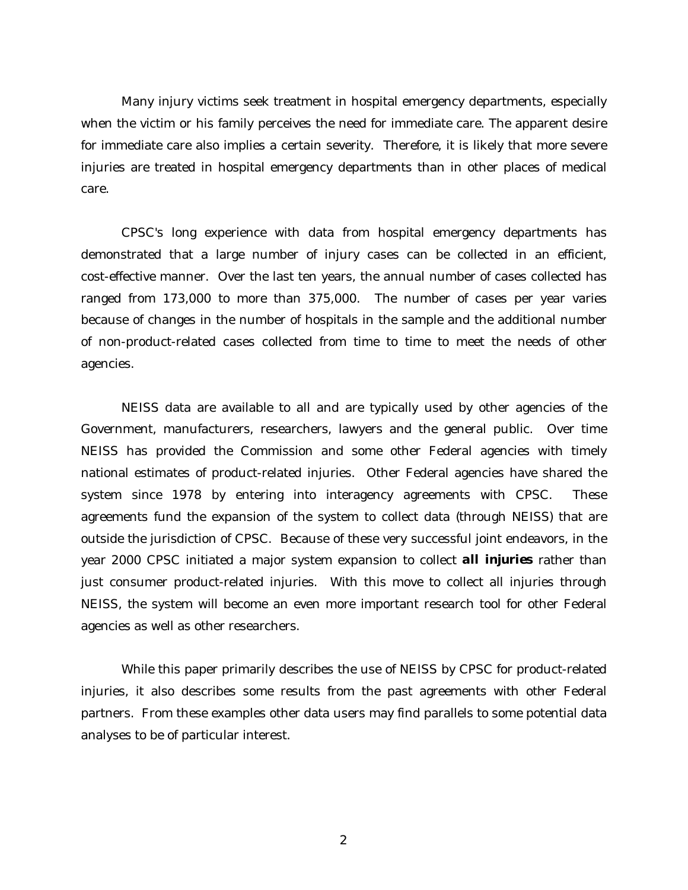Many injury victims seek treatment in hospital emergency departments, especially when the victim or his family perceives the need for immediate care. The apparent desire for immediate care also implies a certain severity. Therefore, it is likely that more severe injuries are treated in hospital emergency departments than in other places of medical care.

CPSC's long experience with data from hospital emergency departments has demonstrated that a large number of injury cases can be collected in an efficient, cost-effective manner. Over the last ten years, the annual number of cases collected has ranged from 173,000 to more than 375,000. The number of cases per year varies because of changes in the number of hospitals in the sample and the additional number of non-product-related cases collected from time to time to meet the needs of other agencies.

NEISS data are available to all and are typically used by other agencies of the Government, manufacturers, researchers, lawyers and the general public. Over time NEISS has provided the Commission and some other Federal agencies with timely national estimates of product-related injuries. Other Federal agencies have shared the system since 1978 by entering into interagency agreements with CPSC. These agreements fund the expansion of the system to collect data (through NEISS) that are outside the jurisdiction of CPSC. Because of these very successful joint endeavors, in the year 2000 CPSC initiated a major system expansion to collect ***all injuries*** rather than just consumer product-related injuries. With this move to collect all injuries through NEISS, the system will become an even more important research tool for other Federal agencies as well as other researchers.

While this paper primarily describes the use of NEISS by CPSC for product-related injuries, it also describes some results from the past agreements with other Federal partners. From these examples other data users may find parallels to some potential data analyses to be of particular interest.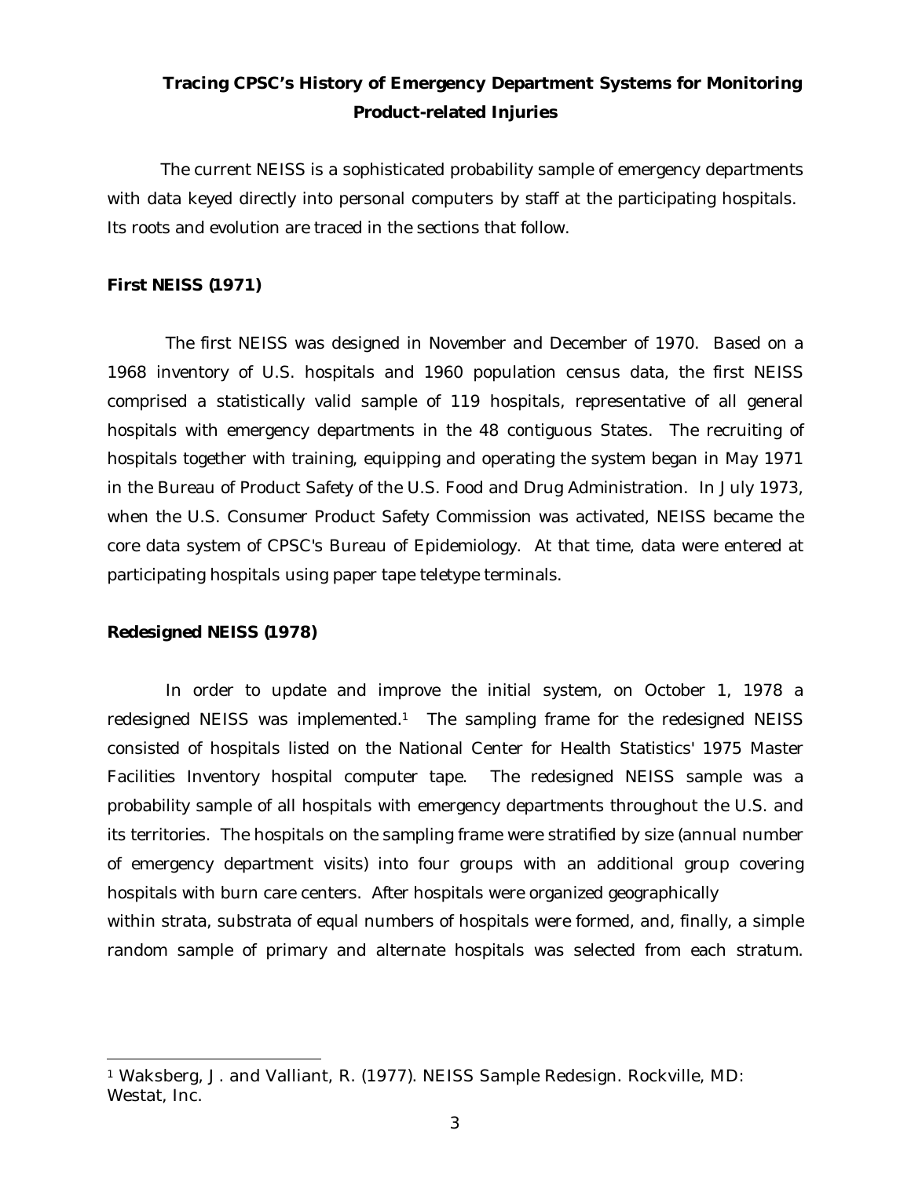## Tracing CPSC's History of Emergency Department Systems for Monitoring Product-related Injuries

The current NEISS is a sophisticated probability sample of emergency departments with data keyed directly into personal computers by staff at the participating hospitals. Its roots and evolution are traced in the sections that follow.

### First NEISS (1971)

The first NEISS was designed in November and December of 1970. Based on a 1968 inventory of U.S. hospitals and 1960 population census data, the first NEISS comprised a statistically valid sample of 119 hospitals, representative of all general hospitals with emergency departments in the 48 contiguous States. The recruiting of hospitals together with training, equipping and operating the system began in May 1971 in the Bureau of Product Safety of the U.S. Food and Drug Administration. In July 1973, when the U.S. Consumer Product Safety Commission was activated, NEISS became the core data system of CPSC's Bureau of Epidemiology. At that time, data were entered at participating hospitals using paper tape teletype terminals.

### Redesigned NEISS (1978)

In order to update and improve the initial system, on October 1, 1978 a redesigned NEISS was implemented.[1] The sampling frame for the redesigned NEISS consisted of hospitals listed on the National Center for Health Statistics' 1975 Master Facilities Inventory hospital computer tape. The redesigned NEISS sample was a probability sample of all hospitals with emergency departments throughout the U.S. and its territories. The hospitals on the sampling frame were stratified by size (annual number of emergency department visits) into four groups with an additional group covering hospitals with burn care centers. After hospitals were organized geographically within strata, substrata of equal numbers of hospitals were formed, and, finally, a simple random sample of primary and alternate hospitals was selected from each stratum.

[1] Waksberg, J. and Valliant, R. (1977). NEISS Sample Redesign. Rockville, MD: Westat, Inc.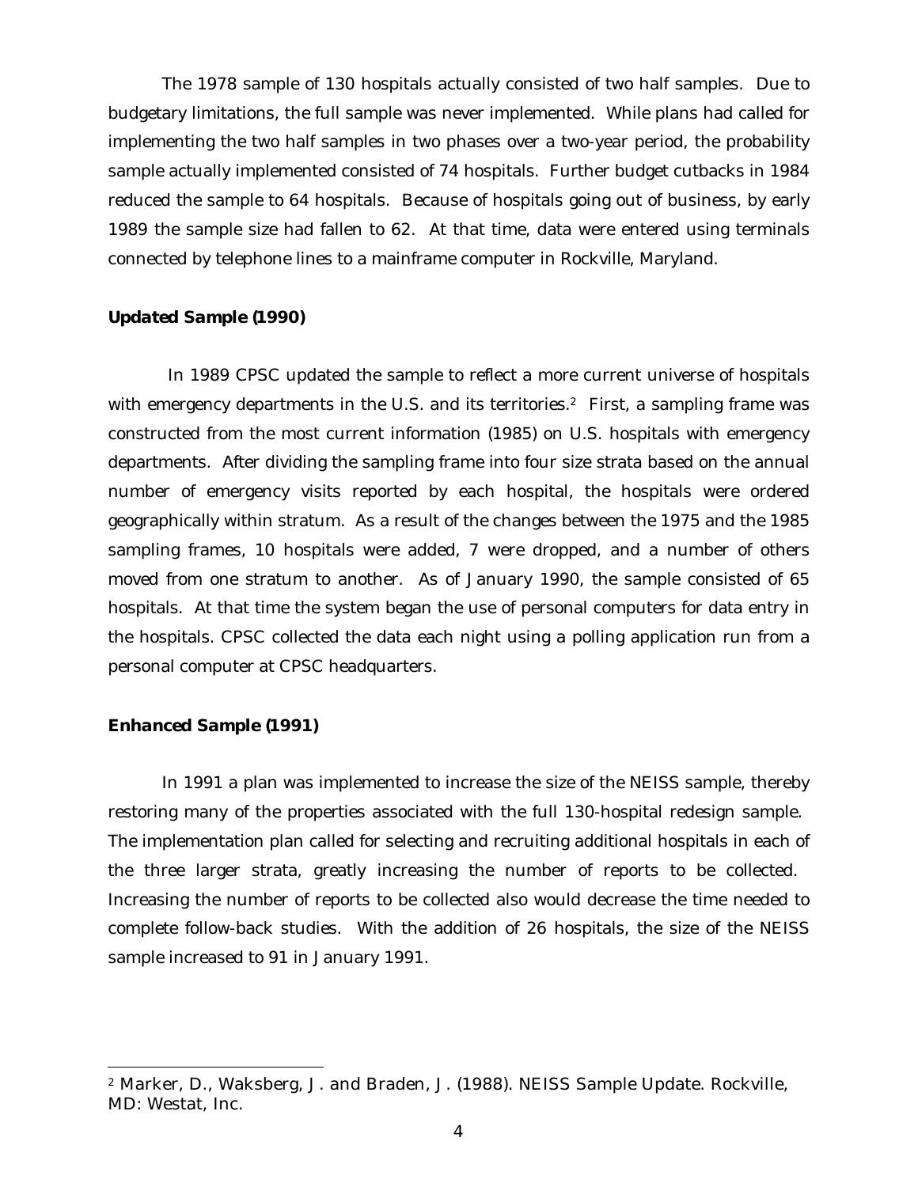The 1978 sample of 130 hospitals actually consisted of two half samples. Due to budgetary limitations, the full sample was never implemented. While plans had called for implementing the two half samples in two phases over a two-year period, the probability sample actually implemented consisted of 74 hospitals. Further budget cutbacks in 1984 reduced the sample to 64 hospitals. Because of hospitals going out of business, by early 1989 the sample size had fallen to 62. At that time, data were entered using terminals connected by telephone lines to a mainframe computer in Rockville, Maryland.

### Updated Sample (1990)

In 1989 CPSC updated the sample to reflect a more current universe of hospitals with emergency departments in the U.S. and its territories.[2] First, a sampling frame was constructed from the most current information (1985) on U.S. hospitals with emergency departments. After dividing the sampling frame into four size strata based on the annual number of emergency visits reported by each hospital, the hospitals were ordered geographically within stratum. As a result of the changes between the 1975 and the 1985 sampling frames, 10 hospitals were added, 7 were dropped, and a number of others moved from one stratum to another. As of January 1990, the sample consisted of 65 hospitals. At that time the system began the use of personal computers for data entry in the hospitals. CPSC collected the data each night using a polling application run from a personal computer at CPSC headquarters.

### Enhanced Sample (1991)

In 1991 a plan was implemented to increase the size of the NEISS sample, thereby restoring many of the properties associated with the full 130-hospital redesign sample. The implementation plan called for selecting and recruiting additional hospitals in each of the three larger strata, greatly increasing the number of reports to be collected. Increasing the number of reports to be collected also would decrease the time needed to complete follow-back studies. With the addition of 26 hospitals, the size of the NEISS sample increased to 91 in January 1991.

---

[2] Marker, D., Waksberg, J. and Braden, J. (1988). NEISS Sample Update. Rockville, MD: Westat, Inc.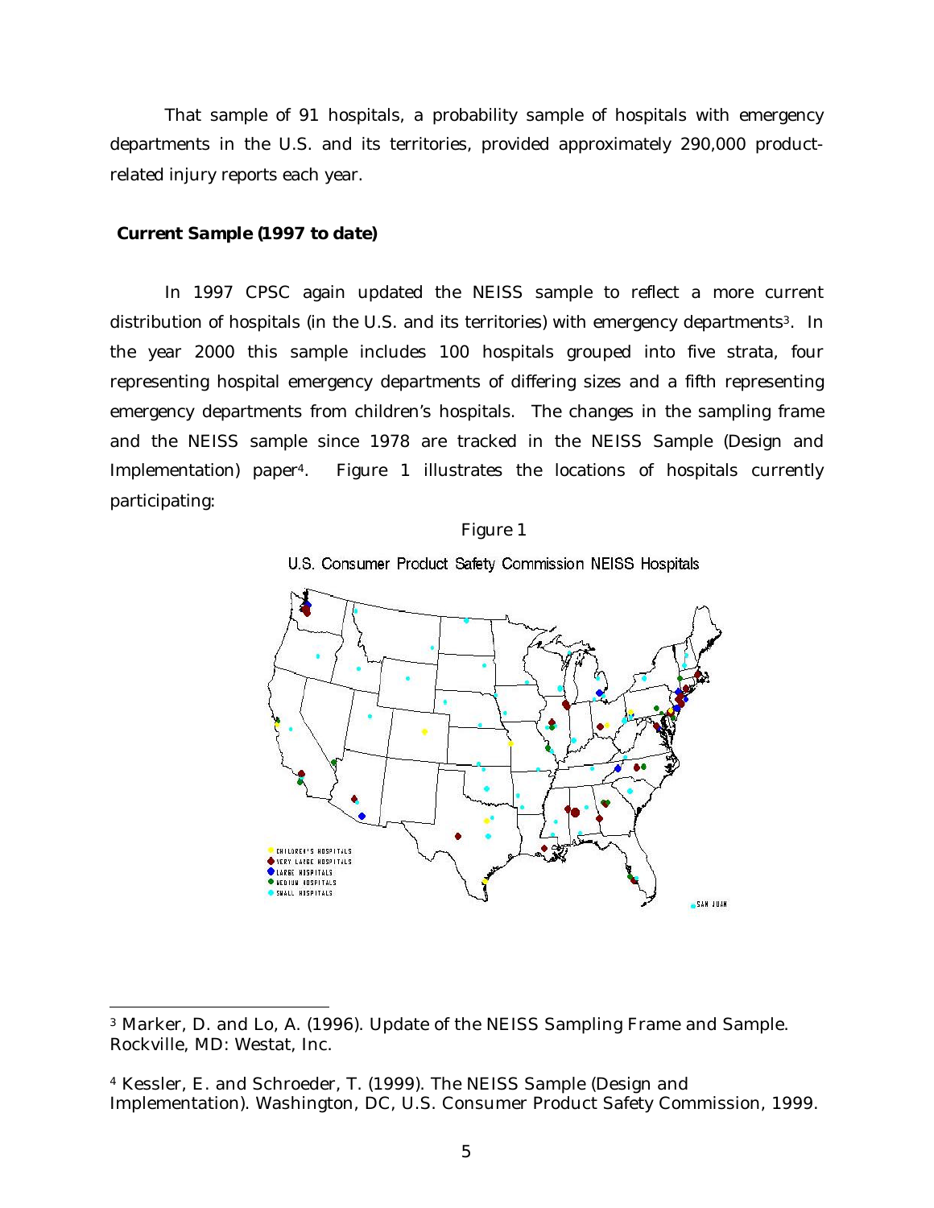That sample of 91 hospitals, a probability sample of hospitals with emergency departments in the U.S. and its territories, provided approximately 290,000 product-related injury reports each year.

### ***Current Sample (1997 to date)***

In 1997 CPSC again updated the NEISS sample to reflect a more current distribution of hospitals (in the U.S. and its territories) with emergency departments[3]. In the year 2000 this sample includes 100 hospitals grouped into five strata, four representing hospital emergency departments of differing sizes and a fifth representing emergency departments from children's hospitals. The changes in the sampling frame and the NEISS sample since 1978 are tracked in the NEISS Sample (Design and Implementation) paper[4]. Figure 1 illustrates the locations of hospitals currently participating:

Figure 1

U.S. Consumer Product Safety Commission NEISS Hospitals

CHILDREN'S HOSPITALS
VERY LARGE HOSPITALS
LARGE HOSPITALS
MEDIUM HOSPITALS
SMALL HOSPITALS

SAN JUAN

---

[3] Marker, D. and Lo, A. (1996). Update of the NEISS Sampling Frame and Sample. Rockville, MD: Westat, Inc.

[4] Kessler, E. and Schroeder, T. (1999). The NEISS Sample (Design and Implementation). Washington, DC, U.S. Consumer Product Safety Commission, 1999.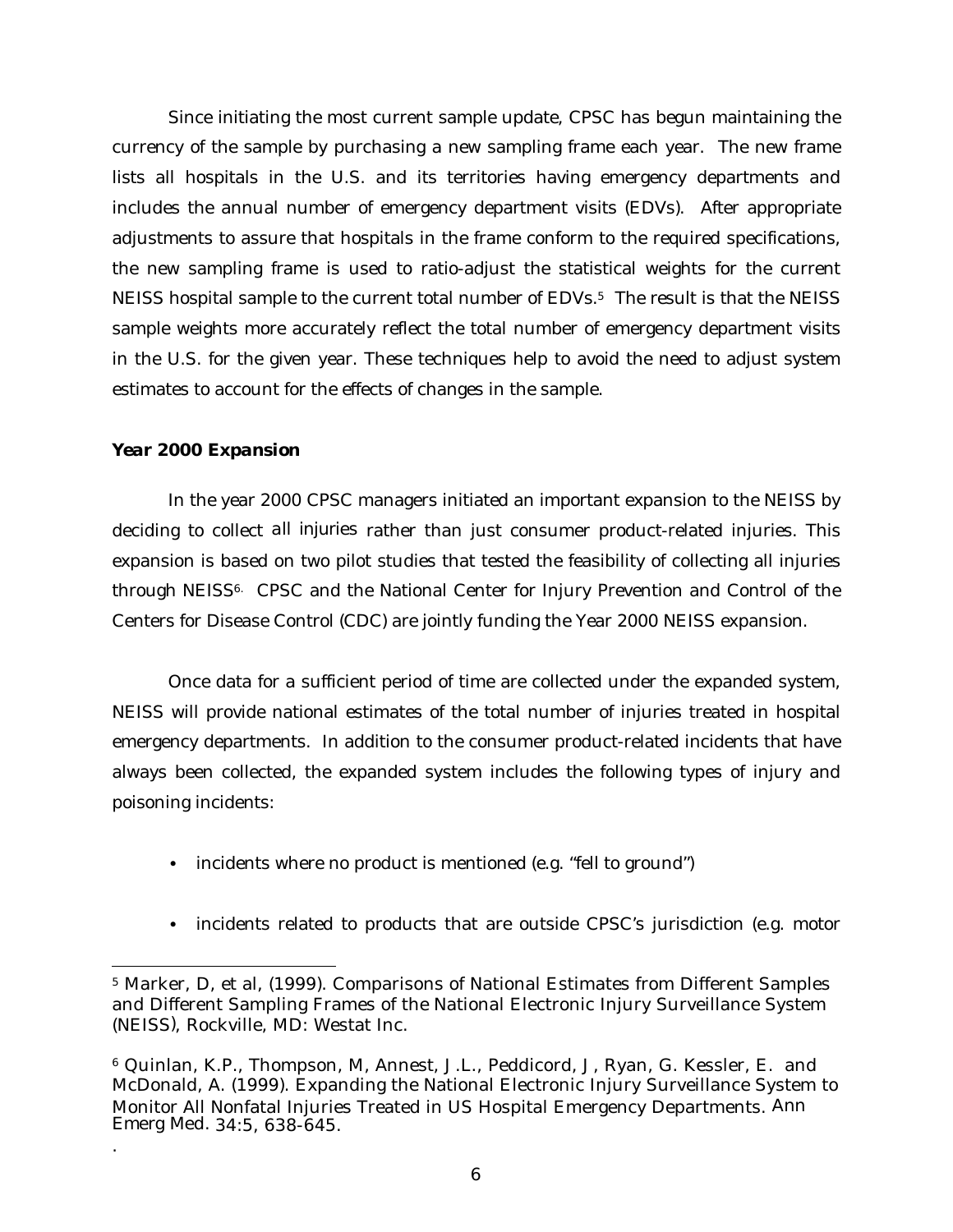Since initiating the most current sample update, CPSC has begun maintaining the currency of the sample by purchasing a new sampling frame each year. The new frame lists all hospitals in the U.S. and its territories having emergency departments and includes the annual number of emergency department visits (EDVs). After appropriate adjustments to assure that hospitals in the frame conform to the required specifications, the new sampling frame is used to ratio-adjust the statistical weights for the current NEISS hospital sample to the current total number of EDVs.[5] The result is that the NEISS sample weights more accurately reflect the total number of emergency department visits in the U.S. for the given year. These techniques help to avoid the need to adjust system estimates to account for the effects of changes in the sample.

### *Year 2000 Expansion*

In the year 2000 CPSC managers initiated an important expansion to the NEISS by deciding to collect *all injuries* rather than just consumer product-related injuries. This expansion is based on two pilot studies that tested the feasibility of collecting all injuries through NEISS[6]. CPSC and the National Center for Injury Prevention and Control of the Centers for Disease Control (CDC) are jointly funding the Year 2000 NEISS expansion.

Once data for a sufficient period of time are collected under the expanded system, NEISS will provide national estimates of the total number of injuries treated in hospital emergency departments. In addition to the consumer product-related incidents that have always been collected, the expanded system includes the following types of injury and poisoning incidents:

- incidents where no product is mentioned (e.g. "fell to ground")
- incidents related to products that are outside CPSC's jurisdiction (e.g. motor

---

[5] Marker, D, et al, (1999). Comparisons of National Estimates from Different Samples and Different Sampling Frames of the National Electronic Injury Surveillance System (NEISS), Rockville, MD: Westat Inc.

[6] Quinlan, K.P., Thompson, M, Annest, J.L., Peddicord, J, Ryan, G. Kessler, E. and McDonald, A. (1999). Expanding the National Electronic Injury Surveillance System to Monitor All Nonfatal Injuries Treated in US Hospital Emergency Departments. *Ann Emerg Med.* 34:5, 638-645.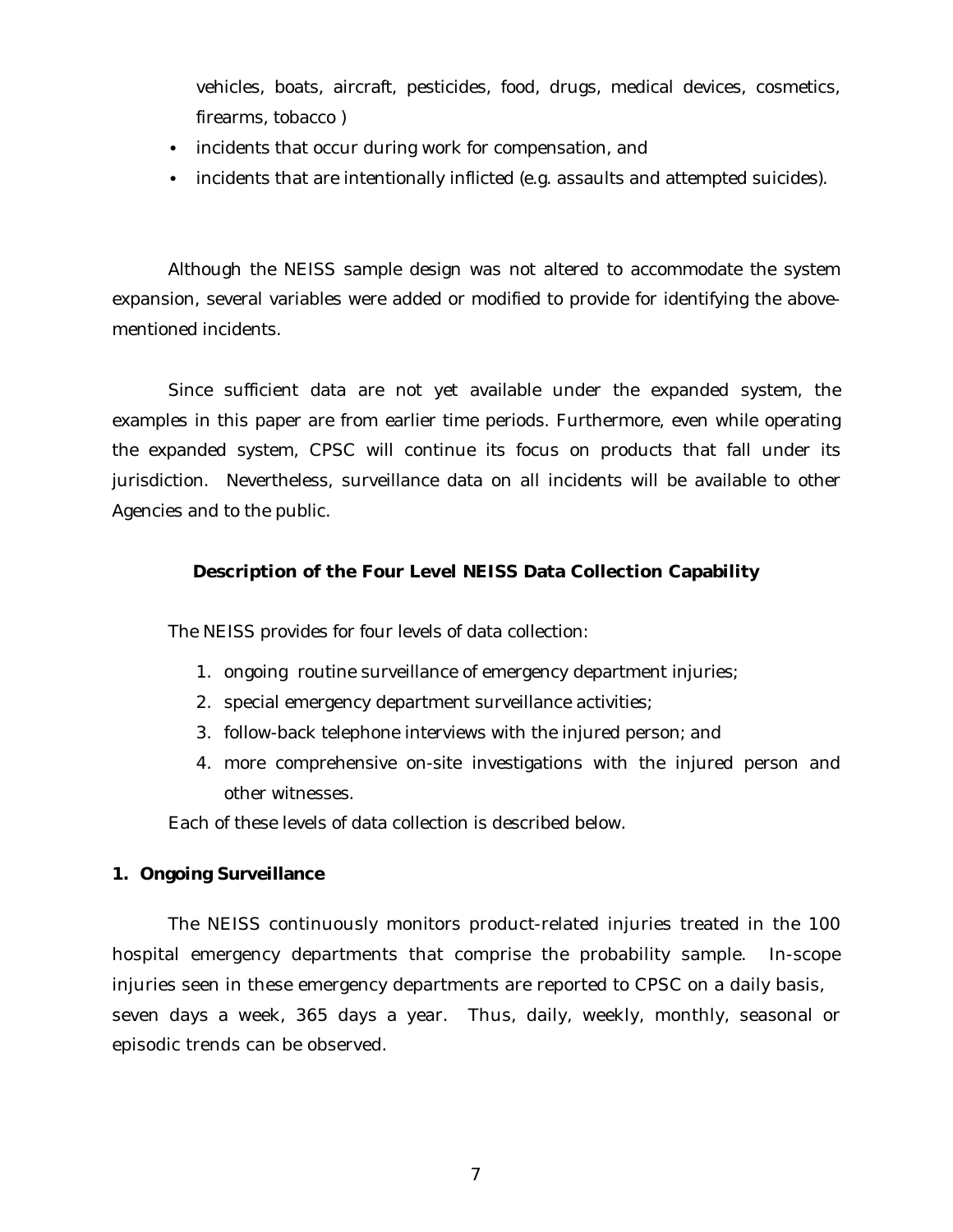vehicles, boats, aircraft, pesticides, food, drugs, medical devices, cosmetics, firearms, tobacco )

- incidents that occur during work for compensation, and
- incidents that are intentionally inflicted (e.g. assaults and attempted suicides).

Although the NEISS sample design was not altered to accommodate the system expansion, several variables were added or modified to provide for identifying the above-mentioned incidents.

Since sufficient data are not yet available under the expanded system, the examples in this paper are from earlier time periods. Furthermore, even while operating the expanded system, CPSC will continue its focus on products that fall under its jurisdiction. Nevertheless, surveillance data on all incidents will be available to other Agencies and to the public.

## Description of the Four Level NEISS Data Collection Capability

The NEISS provides for four levels of data collection:

1. ongoing routine surveillance of emergency department injuries;
2. special emergency department surveillance activities;
3. follow-back telephone interviews with the injured person; and
4. more comprehensive on-site investigations with the injured person and other witnesses.

Each of these levels of data collection is described below.

### 1. Ongoing Surveillance

The NEISS continuously monitors product-related injuries treated in the 100 hospital emergency departments that comprise the probability sample. In-scope injuries seen in these emergency departments are reported to CPSC on a daily basis, seven days a week, 365 days a year. Thus, daily, weekly, monthly, seasonal or episodic trends can be observed.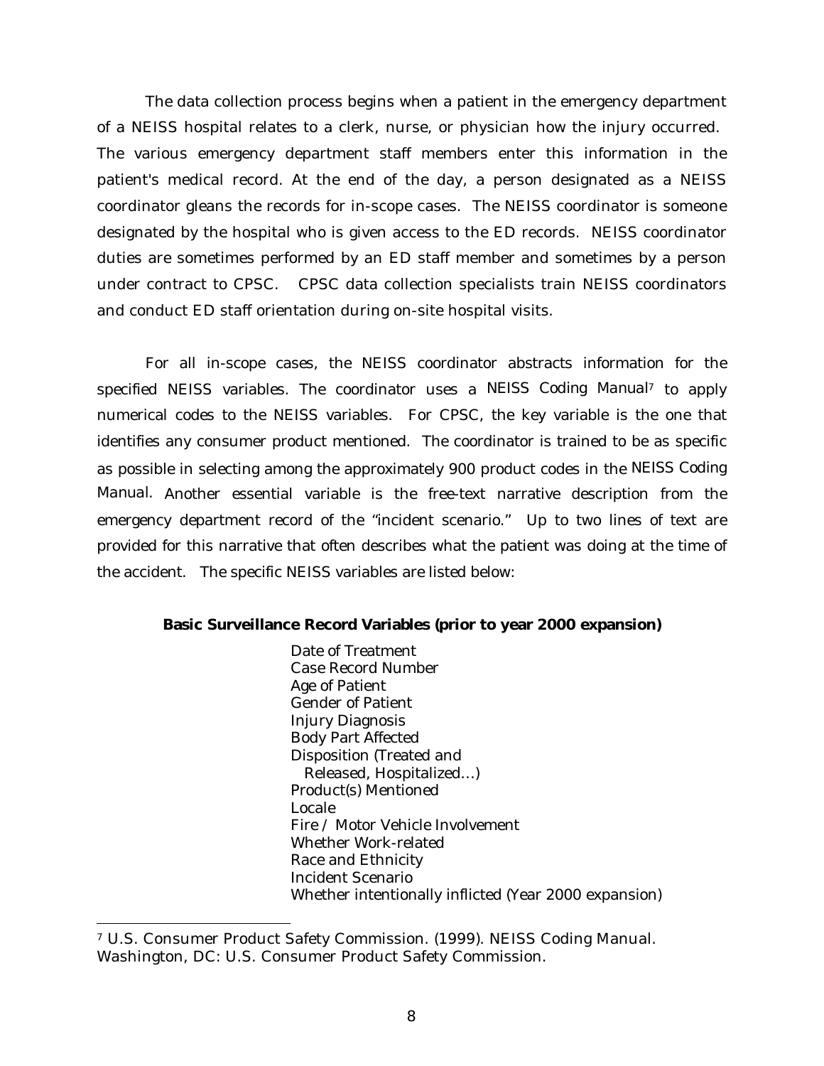The data collection process begins when a patient in the emergency department of a NEISS hospital relates to a clerk, nurse, or physician how the injury occurred. The various emergency department staff members enter this information in the patient's medical record. At the end of the day, a person designated as a NEISS coordinator gleans the records for in-scope cases. The NEISS coordinator is someone designated by the hospital who is given access to the ED records. NEISS coordinator duties are sometimes performed by an ED staff member and sometimes by a person under contract to CPSC. CPSC data collection specialists train NEISS coordinators and conduct ED staff orientation during on-site hospital visits.

For all in-scope cases, the NEISS coordinator abstracts information for the specified NEISS variables. The coordinator uses a *NEISS Coding Manual*[7] to apply numerical codes to the NEISS variables. For CPSC, the key variable is the one that identifies any consumer product mentioned. The coordinator is trained to be as specific as possible in selecting among the approximately 900 product codes in the *NEISS Coding Manual.* Another essential variable is the free-text narrative description from the emergency department record of the "incident scenario." Up to two lines of text are provided for this narrative that often describes what the patient was doing at the time of the accident. The specific NEISS variables are listed below:

**Basic Surveillance Record Variables (prior to year 2000 expansion)**

- Date of Treatment
- Case Record Number
- Age of Patient
- Gender of Patient
- Injury Diagnosis
- Body Part Affected
- Disposition (Treated and Released, Hospitalized…)
- Product(s) Mentioned
- Locale
- Fire / Motor Vehicle Involvement
- Whether Work-related
- Race and Ethnicity
- Incident Scenario
- Whether intentionally inflicted (Year 2000 expansion)

---

[7] U.S. Consumer Product Safety Commission. (1999). NEISS Coding Manual. Washington, DC: U.S. Consumer Product Safety Commission.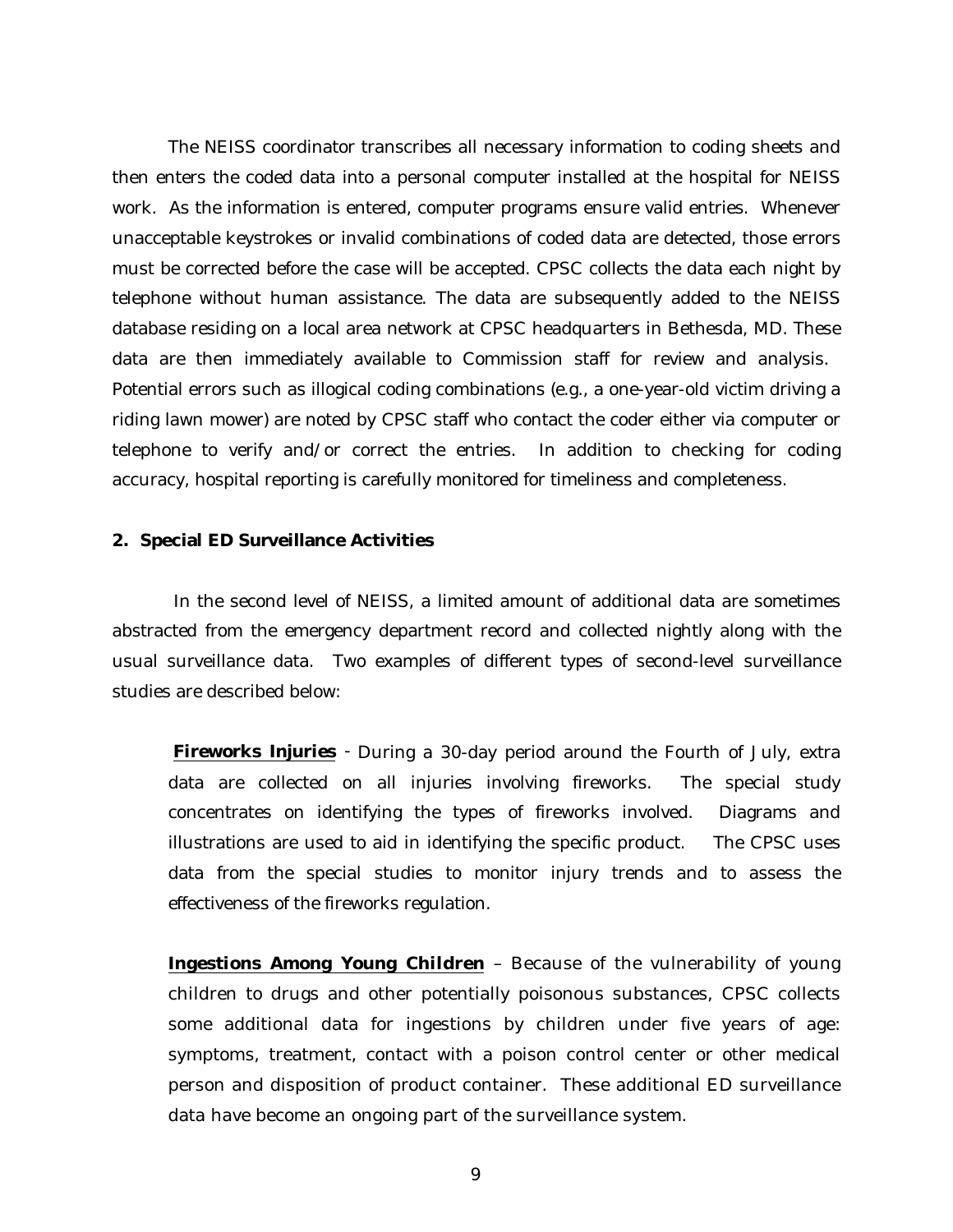The NEISS coordinator transcribes all necessary information to coding sheets and then enters the coded data into a personal computer installed at the hospital for NEISS work. As the information is entered, computer programs ensure valid entries. Whenever unacceptable keystrokes or invalid combinations of coded data are detected, those errors must be corrected before the case will be accepted. CPSC collects the data each night by telephone without human assistance. The data are subsequently added to the NEISS database residing on a local area network at CPSC headquarters in Bethesda, MD. These data are then immediately available to Commission staff for review and analysis. Potential errors such as illogical coding combinations (e.g., a one-year-old victim driving a riding lawn mower) are noted by CPSC staff who contact the coder either via computer or telephone to verify and/or correct the entries. In addition to checking for coding accuracy, hospital reporting is carefully monitored for timeliness and completeness.

### 2. Special ED Surveillance Activities

In the second level of NEISS, a limited amount of additional data are sometimes abstracted from the emergency department record and collected nightly along with the usual surveillance data. Two examples of different types of second-level surveillance studies are described below:

**Fireworks Injuries** - During a 30-day period around the Fourth of July, extra data are collected on all injuries involving fireworks. The special study concentrates on identifying the types of fireworks involved. Diagrams and illustrations are used to aid in identifying the specific product. The CPSC uses data from the special studies to monitor injury trends and to assess the effectiveness of the fireworks regulation.

**Ingestions Among Young Children** – Because of the vulnerability of young children to drugs and other potentially poisonous substances, CPSC collects some additional data for ingestions by children under five years of age: symptoms, treatment, contact with a poison control center or other medical person and disposition of product container. These additional ED surveillance data have become an ongoing part of the surveillance system.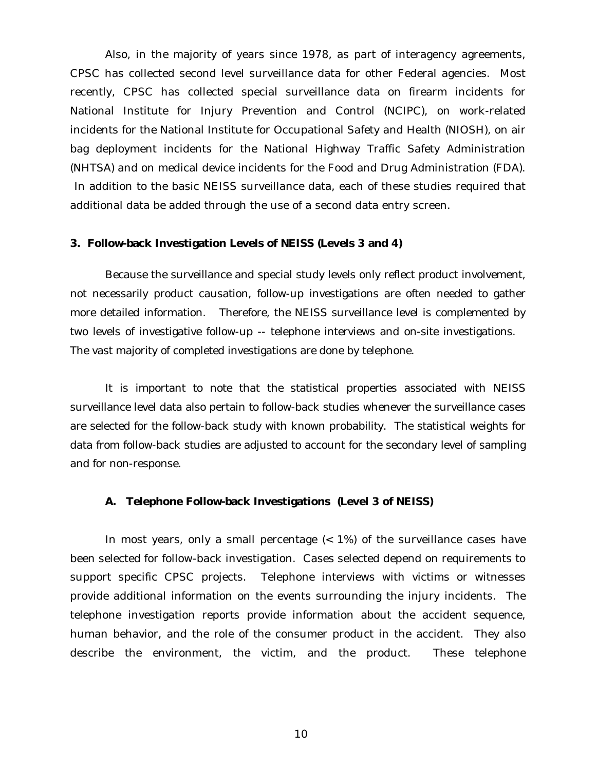Also, in the majority of years since 1978, as part of interagency agreements, CPSC has collected second level surveillance data for other Federal agencies. Most recently, CPSC has collected special surveillance data on firearm incidents for National Institute for Injury Prevention and Control (NCIPC), on work-related incidents for the National Institute for Occupational Safety and Health (NIOSH), on air bag deployment incidents for the National Highway Traffic Safety Administration (NHTSA) and on medical device incidents for the Food and Drug Administration (FDA). In addition to the basic NEISS surveillance data, each of these studies required that additional data be added through the use of a second data entry screen.

### 3. Follow-back Investigation Levels of NEISS (Levels 3 and 4)

Because the surveillance and special study levels only reflect product involvement, not necessarily product causation, follow-up investigations are often needed to gather more detailed information. Therefore, the NEISS surveillance level is complemented by two levels of investigative follow-up -- telephone interviews and on-site investigations. The vast majority of completed investigations are done by telephone.

It is important to note that the statistical properties associated with NEISS surveillance level data also pertain to follow-back studies whenever the surveillance cases are selected for the follow-back study with known probability. The statistical weights for data from follow-back studies are adjusted to account for the secondary level of sampling and for non-response.

#### A. Telephone Follow-back Investigations (Level 3 of NEISS)

In most years, only a small percentage (< 1%) of the surveillance cases have been selected for follow-back investigation. Cases selected depend on requirements to support specific CPSC projects. Telephone interviews with victims or witnesses provide additional information on the events surrounding the injury incidents. The telephone investigation reports provide information about the accident sequence, human behavior, and the role of the consumer product in the accident. They also describe the environment, the victim, and the product. These telephone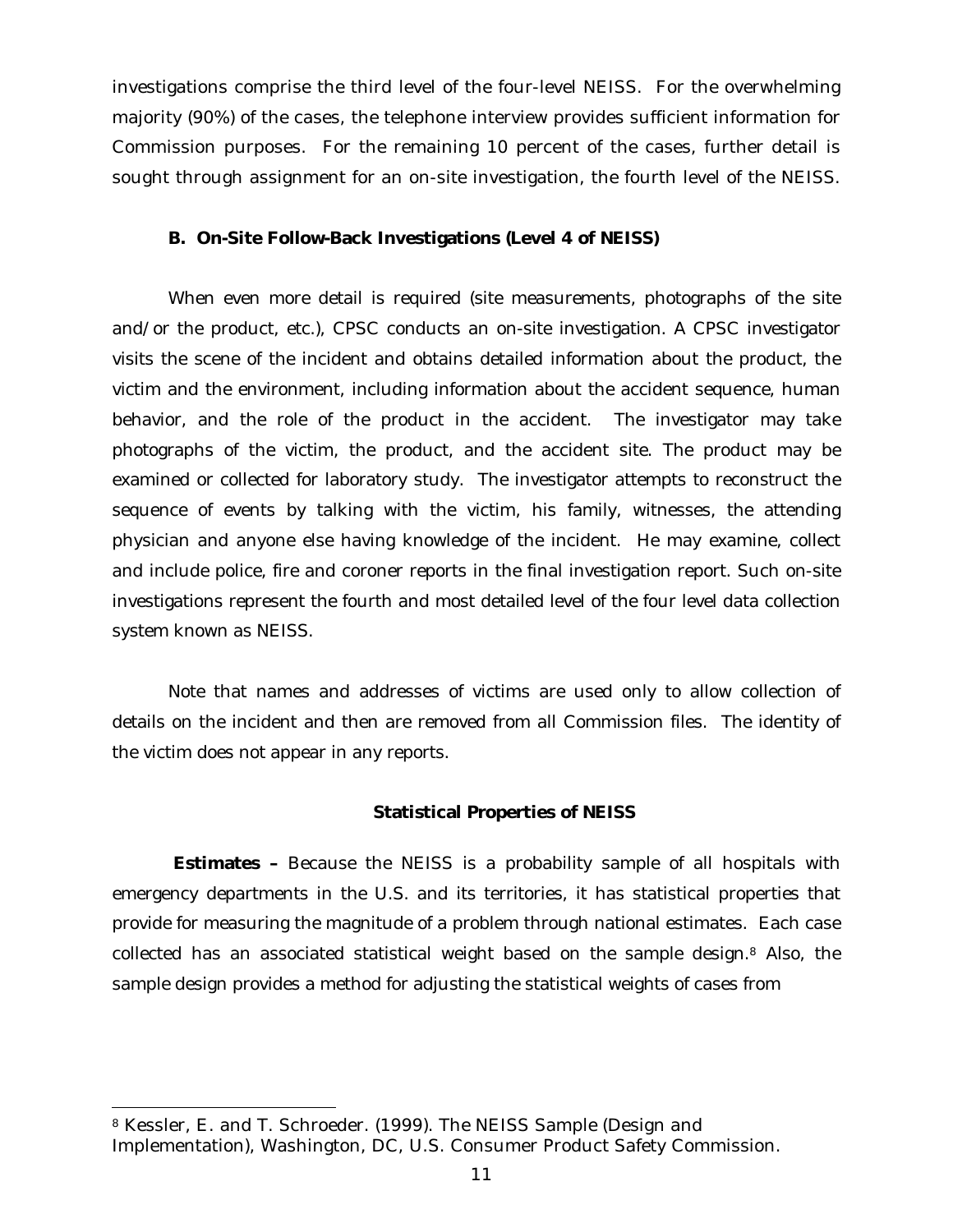investigations comprise the third level of the four-level NEISS. For the overwhelming majority (90%) of the cases, the telephone interview provides sufficient information for Commission purposes. For the remaining 10 percent of the cases, further detail is sought through assignment for an on-site investigation, the fourth level of the NEISS.

### B. On-Site Follow-Back Investigations (Level 4 of NEISS)

When even more detail is required (site measurements, photographs of the site and/or the product, etc.), CPSC conducts an on-site investigation. A CPSC investigator visits the scene of the incident and obtains detailed information about the product, the victim and the environment, including information about the accident sequence, human behavior, and the role of the product in the accident. The investigator may take photographs of the victim, the product, and the accident site. The product may be examined or collected for laboratory study. The investigator attempts to reconstruct the sequence of events by talking with the victim, his family, witnesses, the attending physician and anyone else having knowledge of the incident. He may examine, collect and include police, fire and coroner reports in the final investigation report. Such on-site investigations represent the fourth and most detailed level of the four level data collection system known as NEISS.

Note that names and addresses of victims are used only to allow collection of details on the incident and then are removed from all Commission files. The identity of the victim does not appear in any reports.

## Statistical Properties of NEISS

**Estimates –** Because the NEISS is a probability sample of all hospitals with emergency departments in the U.S. and its territories, it has statistical properties that provide for measuring the magnitude of a problem through national estimates. Each case collected has an associated statistical weight based on the sample design.[8] Also, the sample design provides a method for adjusting the statistical weights of cases from

---

[8] Kessler, E. and T. Schroeder. (1999). The NEISS Sample (Design and Implementation), Washington, DC, U.S. Consumer Product Safety Commission.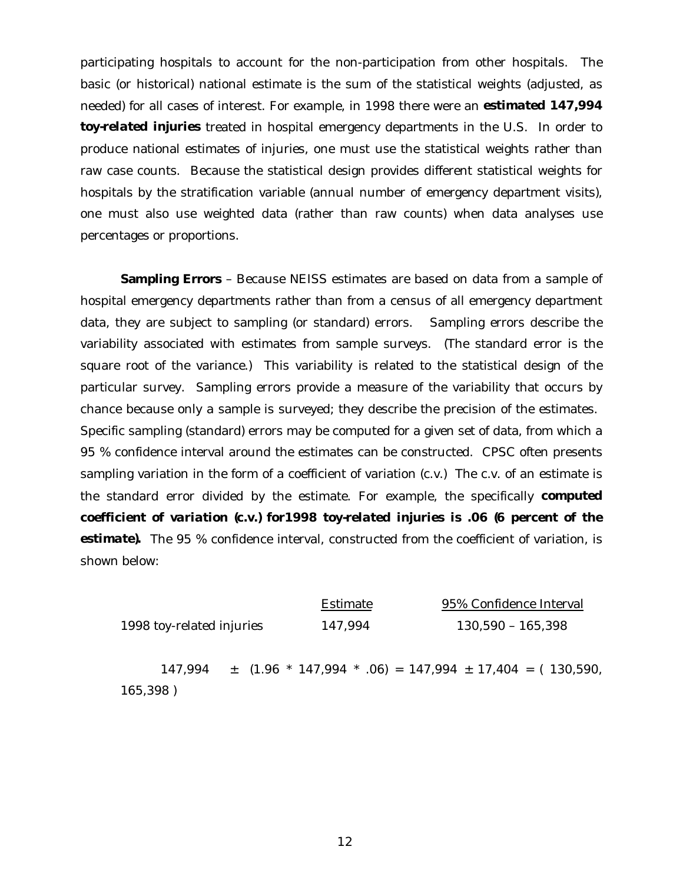participating hospitals to account for the non-participation from other hospitals. The basic (or historical) national estimate is the sum of the statistical weights (adjusted, as needed) for all cases of interest. For example, in 1998 there were an **estimated 147,994 toy-related injuries** treated in hospital emergency departments in the U.S. In order to produce national estimates of injuries, one must use the statistical weights rather than raw case counts. Because the statistical design provides different statistical weights for hospitals by the stratification variable (annual number of emergency department visits), one must also use weighted data (rather than raw counts) when data analyses use percentages or proportions.

**Sampling Errors** – Because NEISS estimates are based on data from a sample of hospital emergency departments rather than from a census of all emergency department data, they are subject to sampling (or standard) errors. Sampling errors describe the variability associated with estimates from sample surveys. (The standard error is the square root of the variance.) This variability is related to the statistical design of the particular survey. Sampling errors provide a measure of the variability that occurs by chance because only a sample is surveyed; they describe the precision of the estimates. Specific sampling (standard) errors may be computed for a given set of data, from which a 95 % confidence interval around the estimates can be constructed. CPSC often presents sampling variation in the form of a coefficient of variation (c.v.) The c.v. of an estimate is the standard error divided by the estimate. For example, the specifically **computed coefficient of variation (c.v.) for1998 toy-related injuries is .06 (6 percent of the estimate).** The 95 % confidence interval, constructed from the coefficient of variation, is shown below:

| | Estimate | 95% Confidence Interval |
|---|---|---|
| 1998 toy-related injuries | 147,994 | 130,590 – 165,398 |

147,994 ± (1.96 * 147,994 * .06) = 147,994 ± 17,404 = ( 130,590, 165,398 )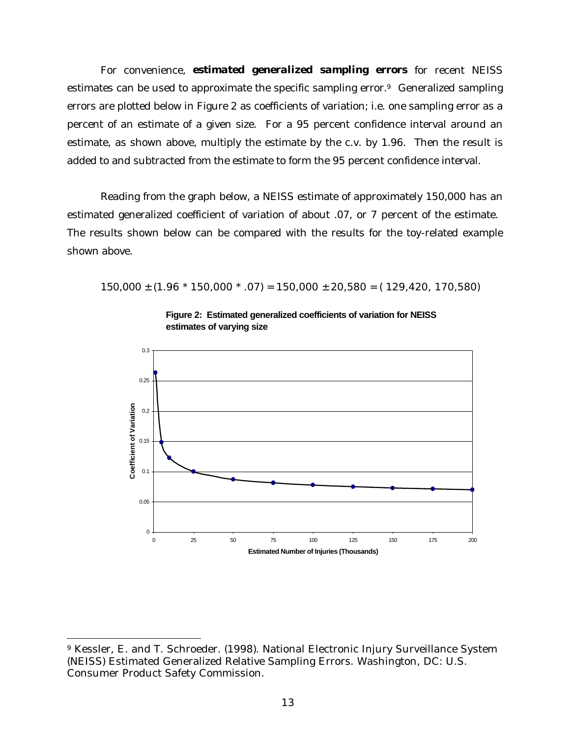For convenience, ***estimated generalized sampling errors*** for recent NEISS estimates can be used to approximate the specific sampling error.[9] Generalized sampling errors are plotted below in Figure 2 as coefficients of variation; i.e. one sampling error as a percent of an estimate of a given size. For a 95 percent confidence interval around an estimate, as shown above, multiply the estimate by the c.v. by 1.96. Then the result is added to and subtracted from the estimate to form the 95 percent confidence interval.

Reading from the graph below, a NEISS estimate of approximately 150,000 has an estimated generalized coefficient of variation of about .07, or 7 percent of the estimate. The results shown below can be compared with the results for the toy-related example shown above.

$$150{,}000 \pm (1.96 * 150{,}000 * .07) = 150{,}000 \pm 20{,}580 = (129{,}420,\ 170{,}580)$$

**Figure 2: Estimated generalized coefficients of variation for NEISS estimates of varying size**

---

[9] Kessler, E. and T. Schroeder. (1998). National Electronic Injury Surveillance System (NEISS) Estimated Generalized Relative Sampling Errors. Washington, DC: U.S. Consumer Product Safety Commission.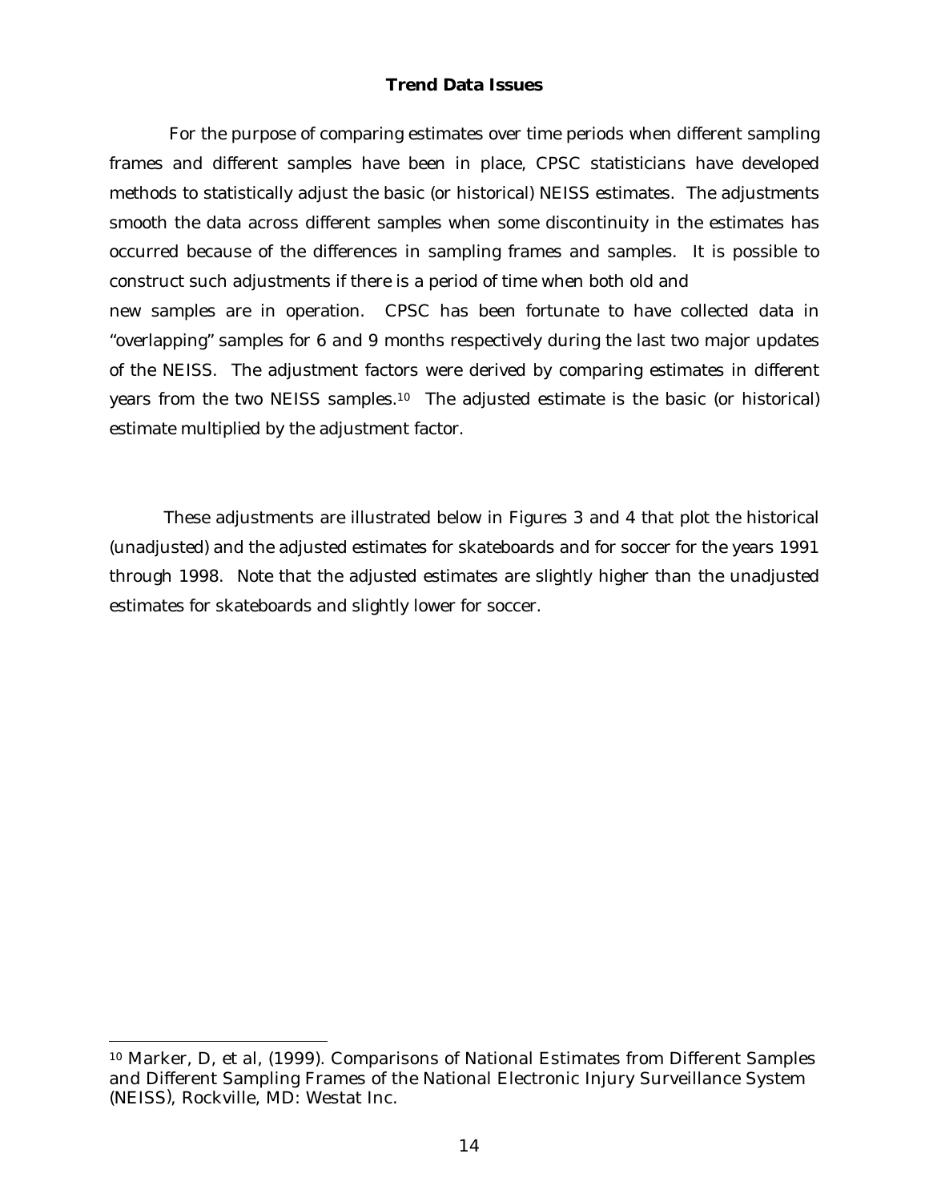### Trend Data Issues

For the purpose of comparing estimates over time periods when different sampling frames and different samples have been in place, CPSC statisticians have developed methods to statistically adjust the basic (or historical) NEISS estimates. The adjustments smooth the data across different samples when some discontinuity in the estimates has occurred because of the differences in sampling frames and samples. It is possible to construct such adjustments if there is a period of time when both old and new samples are in operation. CPSC has been fortunate to have collected data in "overlapping" samples for 6 and 9 months respectively during the last two major updates of the NEISS. The adjustment factors were derived by comparing estimates in different years from the two NEISS samples.[10] The adjusted estimate is the basic (or historical) estimate multiplied by the adjustment factor.

These adjustments are illustrated below in Figures 3 and 4 that plot the historical (unadjusted) and the adjusted estimates for skateboards and for soccer for the years 1991 through 1998. Note that the adjusted estimates are slightly higher than the unadjusted estimates for skateboards and slightly lower for soccer.

---

[10] Marker, D, et al, (1999). Comparisons of National Estimates from Different Samples and Different Sampling Frames of the National Electronic Injury Surveillance System (NEISS), Rockville, MD: Westat Inc.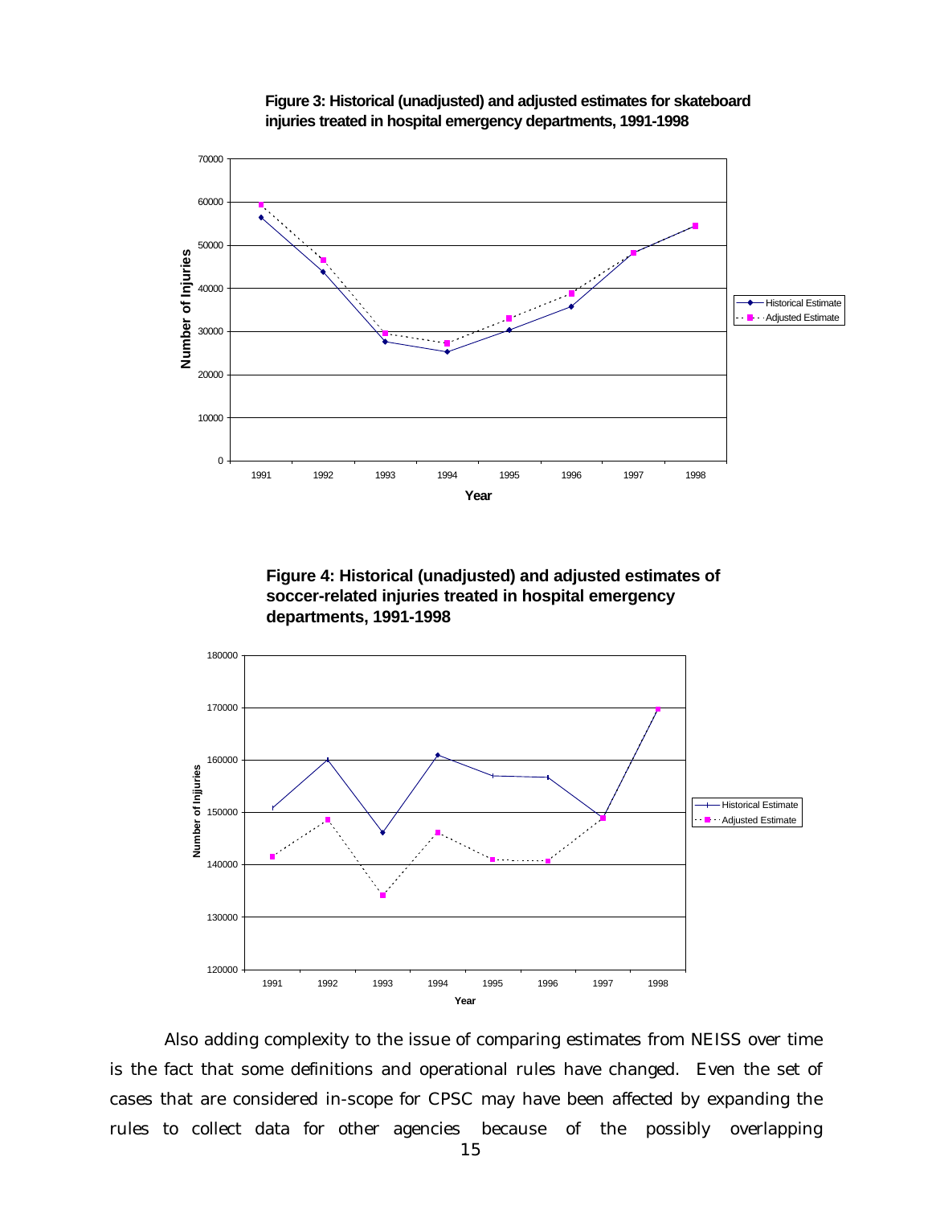**Figure 3: Historical (unadjusted) and adjusted estimates for skateboard injuries treated in hospital emergency departments, 1991-1998**

**Figure 4: Historical (unadjusted) and adjusted estimates of soccer-related injuries treated in hospital emergency departments, 1991-1998**

Also adding complexity to the issue of comparing estimates from NEISS over time is the fact that some definitions and operational rules have changed. Even the set of cases that are considered in-scope for CPSC may have been affected by expanding the rules to collect data for other agencies because of the possibly overlapping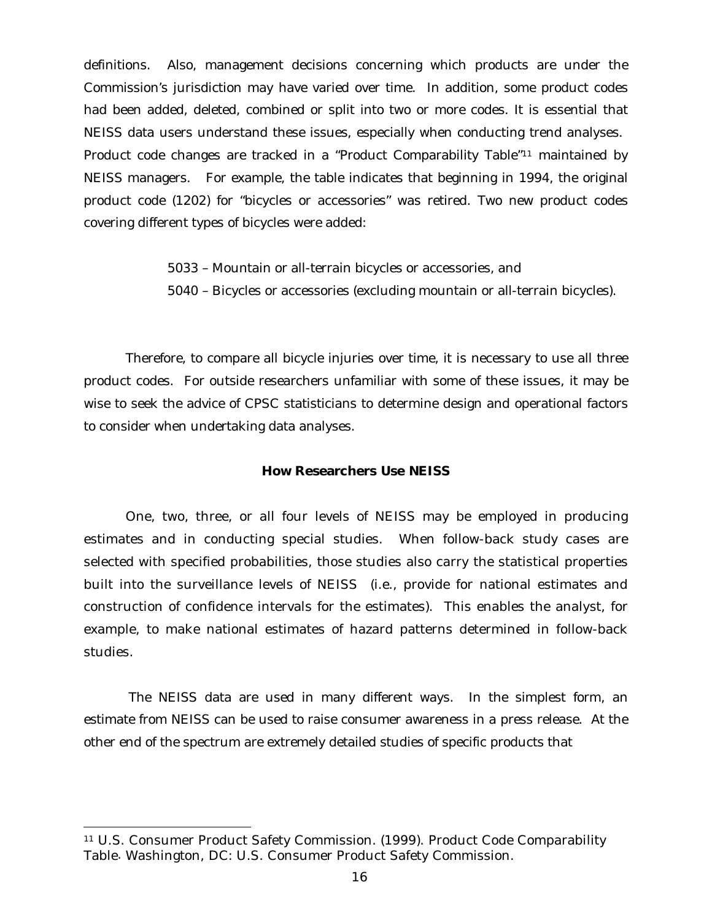definitions. Also, management decisions concerning which products are under the Commission's jurisdiction may have varied over time. In addition, some product codes had been added, deleted, combined or split into two or more codes. It is essential that NEISS data users understand these issues, especially when conducting trend analyses. Product code changes are tracked in a "Product Comparability Table"[11] maintained by NEISS managers. For example, the table indicates that beginning in 1994, the original product code (1202) for "bicycles or accessories" was retired. Two new product codes covering different types of bicycles were added:

5033 – Mountain or all-terrain bicycles or accessories, and
5040 – Bicycles or accessories (excluding mountain or all-terrain bicycles).

Therefore, to compare all bicycle injuries over time, it is necessary to use all three product codes. For outside researchers unfamiliar with some of these issues, it may be wise to seek the advice of CPSC statisticians to determine design and operational factors to consider when undertaking data analyses.

**How Researchers Use NEISS**

One, two, three, or all four levels of NEISS may be employed in producing estimates and in conducting special studies. When follow-back study cases are selected with specified probabilities, those studies also carry the statistical properties built into the surveillance levels of NEISS (i.e., provide for national estimates and construction of confidence intervals for the estimates). This enables the analyst, for example, to make national estimates of hazard patterns determined in follow-back studies.

The NEISS data are used in many different ways. In the simplest form, an estimate from NEISS can be used to raise consumer awareness in a press release. At the other end of the spectrum are extremely detailed studies of specific products that

[11] U.S. Consumer Product Safety Commission. (1999). Product Code Comparability Table. Washington, DC: U.S. Consumer Product Safety Commission.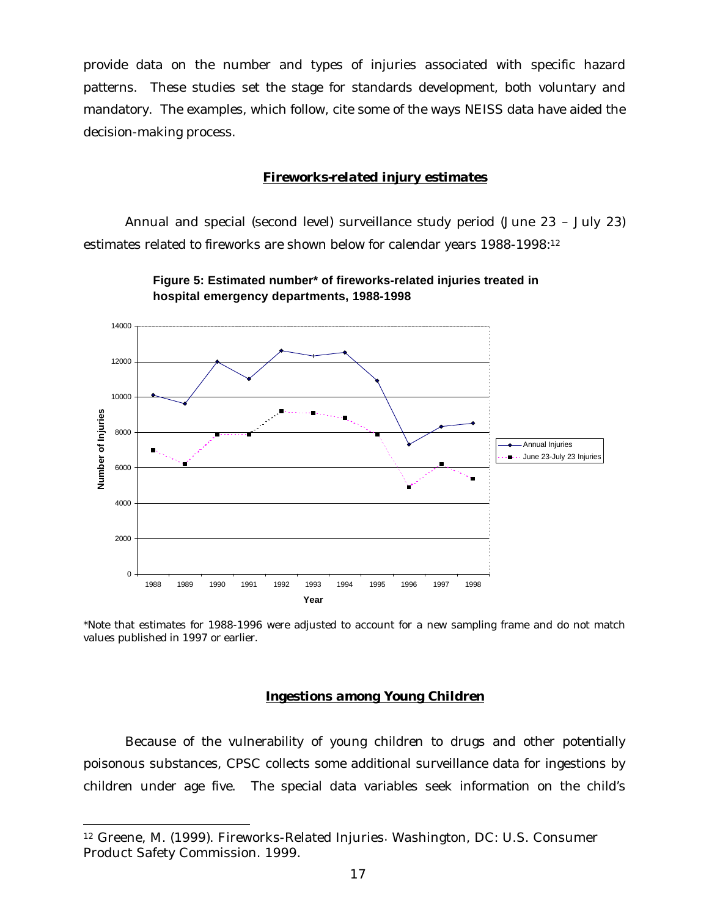provide data on the number and types of injuries associated with specific hazard patterns. These studies set the stage for standards development, both voluntary and mandatory. The examples, which follow, cite some of the ways NEISS data have aided the decision-making process.

### ***Fireworks-related injury estimates***

Annual and special (second level) surveillance study period (June 23 – July 23) estimates related to fireworks are shown below for calendar years 1988-1998:[12]

**Figure 5: Estimated number\* of fireworks-related injuries treated in hospital emergency departments, 1988-1998**

\*Note that estimates for 1988-1996 were adjusted to account for a new sampling frame and do not match values published in 1997 or earlier.

### ***Ingestions among Young Children***

Because of the vulnerability of young children to drugs and other potentially poisonous substances, CPSC collects some additional surveillance data for ingestions by children under age five. The special data variables seek information on the child's

---

[12] Greene, M. (1999). Fireworks-Related Injuries. Washington, DC: U.S. Consumer Product Safety Commission. 1999.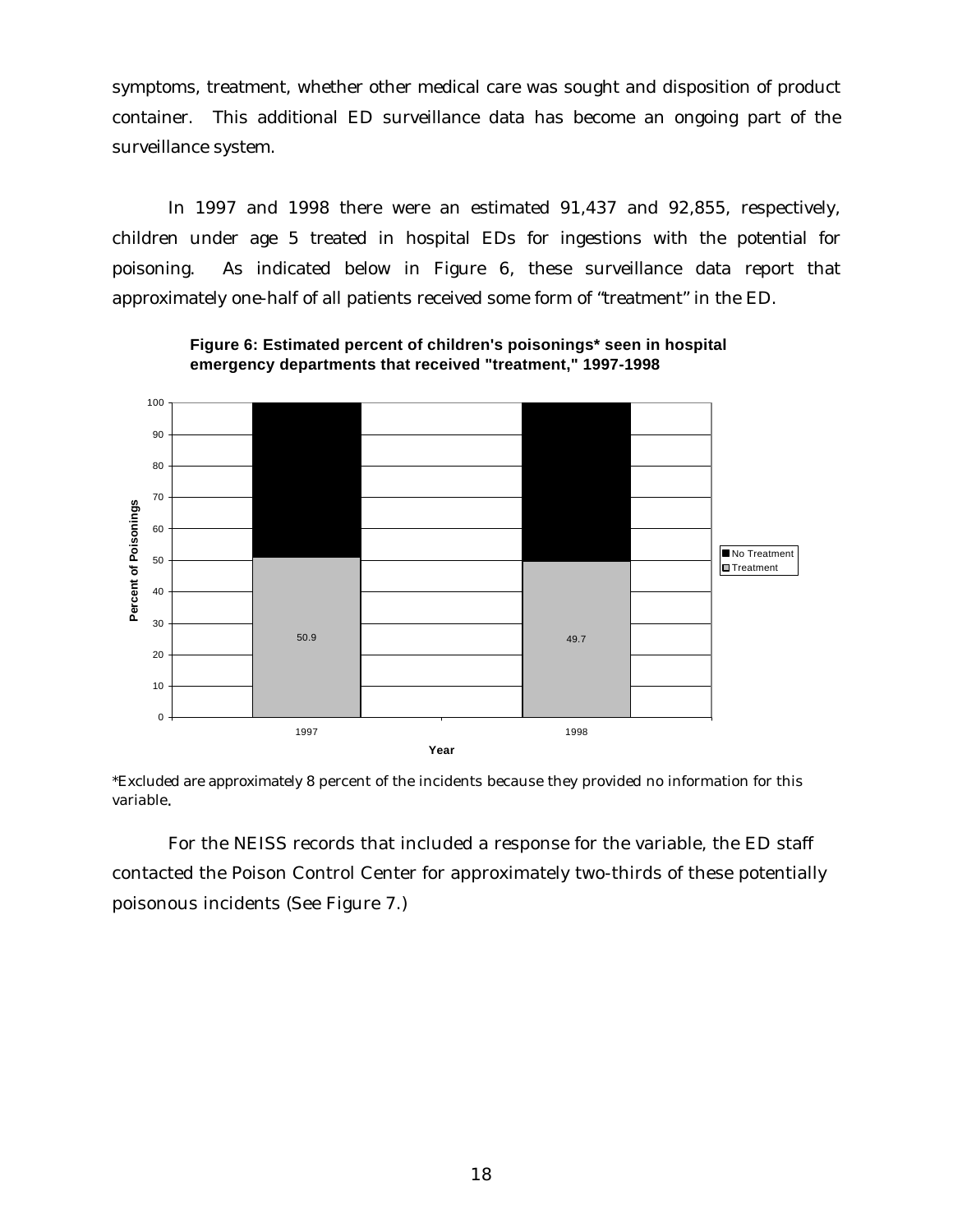symptoms, treatment, whether other medical care was sought and disposition of product container. This additional ED surveillance data has become an ongoing part of the surveillance system.

In 1997 and 1998 there were an estimated 91,437 and 92,855, respectively, children under age 5 treated in hospital EDs for ingestions with the potential for poisoning. As indicated below in Figure 6, these surveillance data report that approximately one-half of all patients received some form of "treatment" in the ED.

**Figure 6: Estimated percent of children's poisonings* seen in hospital emergency departments that received "treatment," 1997-1998**

| Year | Treatment | No Treatment |
|---|---|---|
| 1997 | 50.9 | |
| 1998 | 49.7 | |

*Excluded are approximately 8 percent of the incidents because they provided no information for this variable.

For the NEISS records that included a response for the variable, the ED staff contacted the Poison Control Center for approximately two-thirds of these potentially poisonous incidents (See Figure 7.)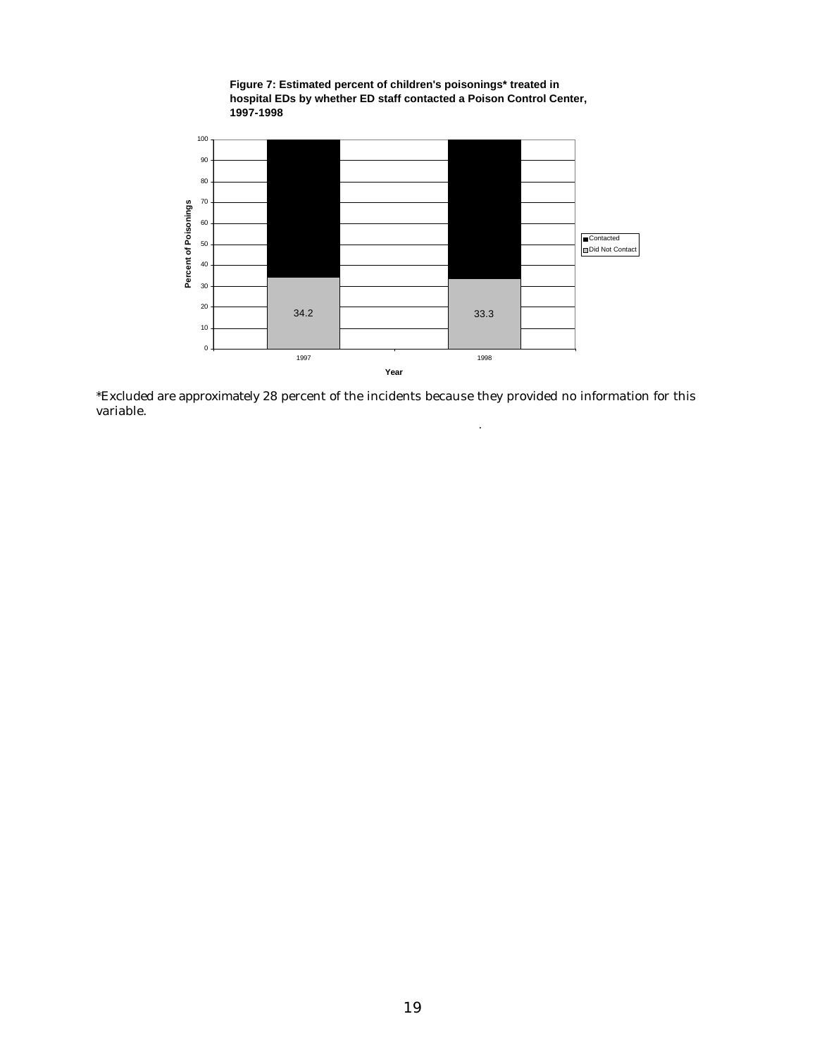**Figure 7: Estimated percent of children's poisonings* treated in hospital EDs by whether ED staff contacted a Poison Control Center, 1997-1998**

| Year | Did Not Contact (%) |
|---|---|
| 1997 | 34.2 |
| 1998 | 33.3 |

*Excluded are approximately 28 percent of the incidents because they provided no information for this variable.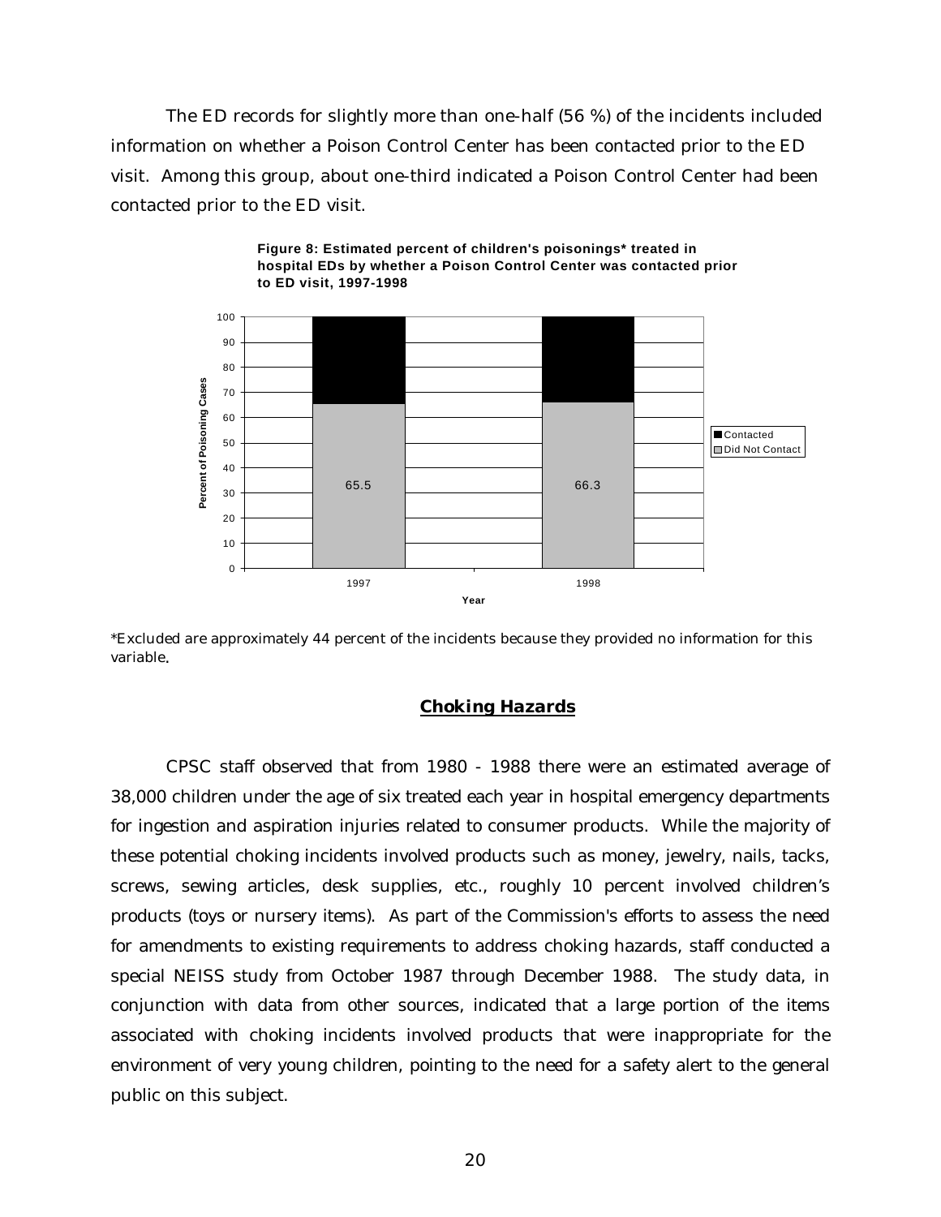The ED records for slightly more than one-half (56 %) of the incidents included information on whether a Poison Control Center has been contacted prior to the ED visit. Among this group, about one-third indicated a Poison Control Center had been contacted prior to the ED visit.

**Figure 8: Estimated percent of children's poisonings* treated in hospital EDs by whether a Poison Control Center was contacted prior to ED visit, 1997-1998**

| Year | Did Not Contact | Contacted |
|---|---|---|
| 1997 | 65.5 | |
| 1998 | 66.3 | |

*Excluded are approximately 44 percent of the incidents because they provided no information for this variable.

## Choking Hazards

CPSC staff observed that from 1980 - 1988 there were an estimated average of 38,000 children under the age of six treated each year in hospital emergency departments for ingestion and aspiration injuries related to consumer products. While the majority of these potential choking incidents involved products such as money, jewelry, nails, tacks, screws, sewing articles, desk supplies, etc., roughly 10 percent involved children's products (toys or nursery items). As part of the Commission's efforts to assess the need for amendments to existing requirements to address choking hazards, staff conducted a special NEISS study from October 1987 through December 1988. The study data, in conjunction with data from other sources, indicated that a large portion of the items associated with choking incidents involved products that were inappropriate for the environment of very young children, pointing to the need for a safety alert to the general public on this subject.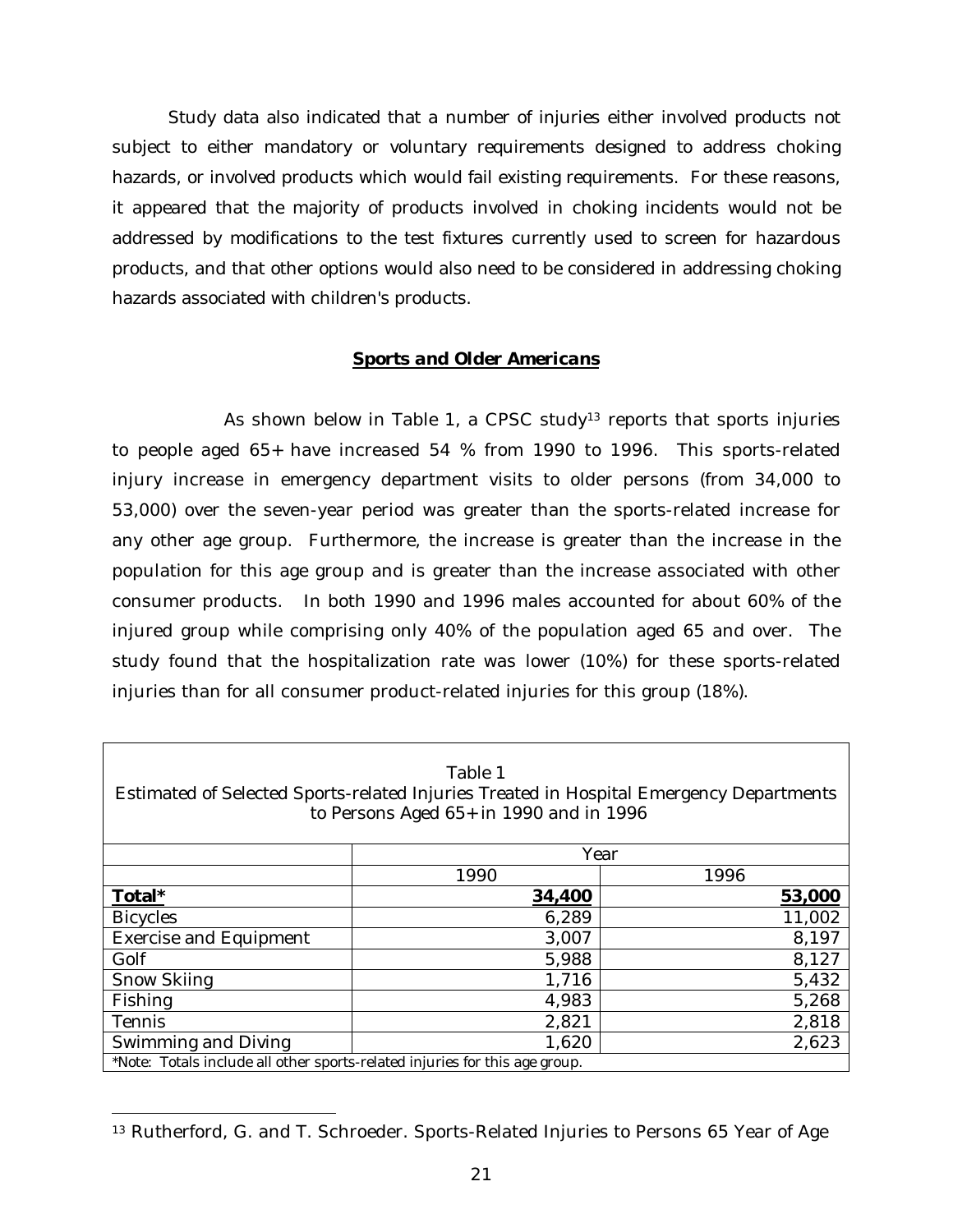Study data also indicated that a number of injuries either involved products not subject to either mandatory or voluntary requirements designed to address choking hazards, or involved products which would fail existing requirements. For these reasons, it appeared that the majority of products involved in choking incidents would not be addressed by modifications to the test fixtures currently used to screen for hazardous products, and that other options would also need to be considered in addressing choking hazards associated with children's products.

## ***Sports and Older Americans***

As shown below in Table 1, a CPSC study[13] reports that sports injuries to people aged 65+ have increased 54 % from 1990 to 1996. This sports-related injury increase in emergency department visits to older persons (from 34,000 to 53,000) over the seven-year period was greater than the sports-related increase for any other age group. Furthermore, the increase is greater than the increase in the population for this age group and is greater than the increase associated with other consumer products. In both 1990 and 1996 males accounted for about 60% of the injured group while comprising only 40% of the population aged 65 and over. The study found that the hospitalization rate was lower (10%) for these sports-related injuries than for all consumer product-related injuries for this group (18%).

Table 1
Estimated of Selected Sports-related Injuries Treated in Hospital Emergency Departments to Persons Aged 65+ in 1990 and in 1996

| | Year | |
|---|---|---|
| | 1990 | 1996 |
| **Total*** | **34,400** | **53,000** |
| Bicycles | 6,289 | 11,002 |
| Exercise and Equipment | 3,007 | 8,197 |
| Golf | 5,988 | 8,127 |
| Snow Skiing | 1,716 | 5,432 |
| Fishing | 4,983 | 5,268 |
| Tennis | 2,821 | 2,818 |
| Swimming and Diving | 1,620 | 2,623 |

*Note: Totals include all other sports-related injuries for this age group.

[13] Rutherford, G. and T. Schroeder. Sports-Related Injuries to Persons 65 Year of Age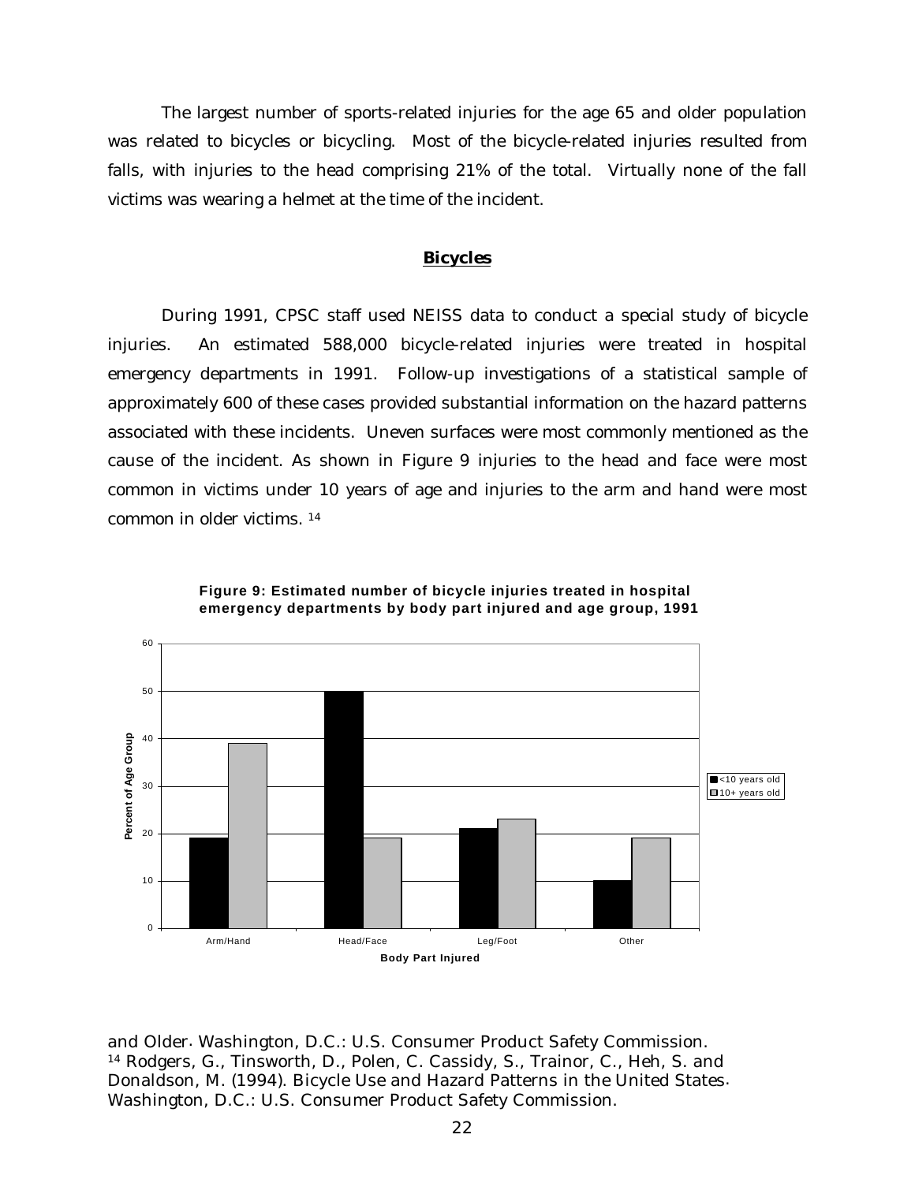The largest number of sports-related injuries for the age 65 and older population was related to bicycles or bicycling. Most of the bicycle-related injuries resulted from falls, with injuries to the head comprising 21% of the total. Virtually none of the fall victims was wearing a helmet at the time of the incident.

## **Bicycles**

During 1991, CPSC staff used NEISS data to conduct a special study of bicycle injuries. An estimated 588,000 bicycle-related injuries were treated in hospital emergency departments in 1991. Follow-up investigations of a statistical sample of approximately 600 of these cases provided substantial information on the hazard patterns associated with these incidents. Uneven surfaces were most commonly mentioned as the cause of the incident. As shown in Figure 9 injuries to the head and face were most common in victims under 10 years of age and injuries to the arm and hand were most common in older victims. [14]

**Figure 9: Estimated number of bicycle injuries treated in hospital emergency departments by body part injured and age group, 1991**

| Body Part Injured | <10 years old (Percent of Age Group) | 10+ years old (Percent of Age Group) |
|---|---|---|
| Arm/Hand | 19 | 39 |
| Head/Face | 50 | 19 |
| Leg/Foot | 21 | 23 |
| Other | 10 | 19 |

and Older. Washington, D.C.: U.S. Consumer Product Safety Commission.

[14] Rodgers, G., Tinsworth, D., Polen, C. Cassidy, S., Trainor, C., Heh, S. and Donaldson, M. (1994). Bicycle Use and Hazard Patterns in the United States. Washington, D.C.: U.S. Consumer Product Safety Commission.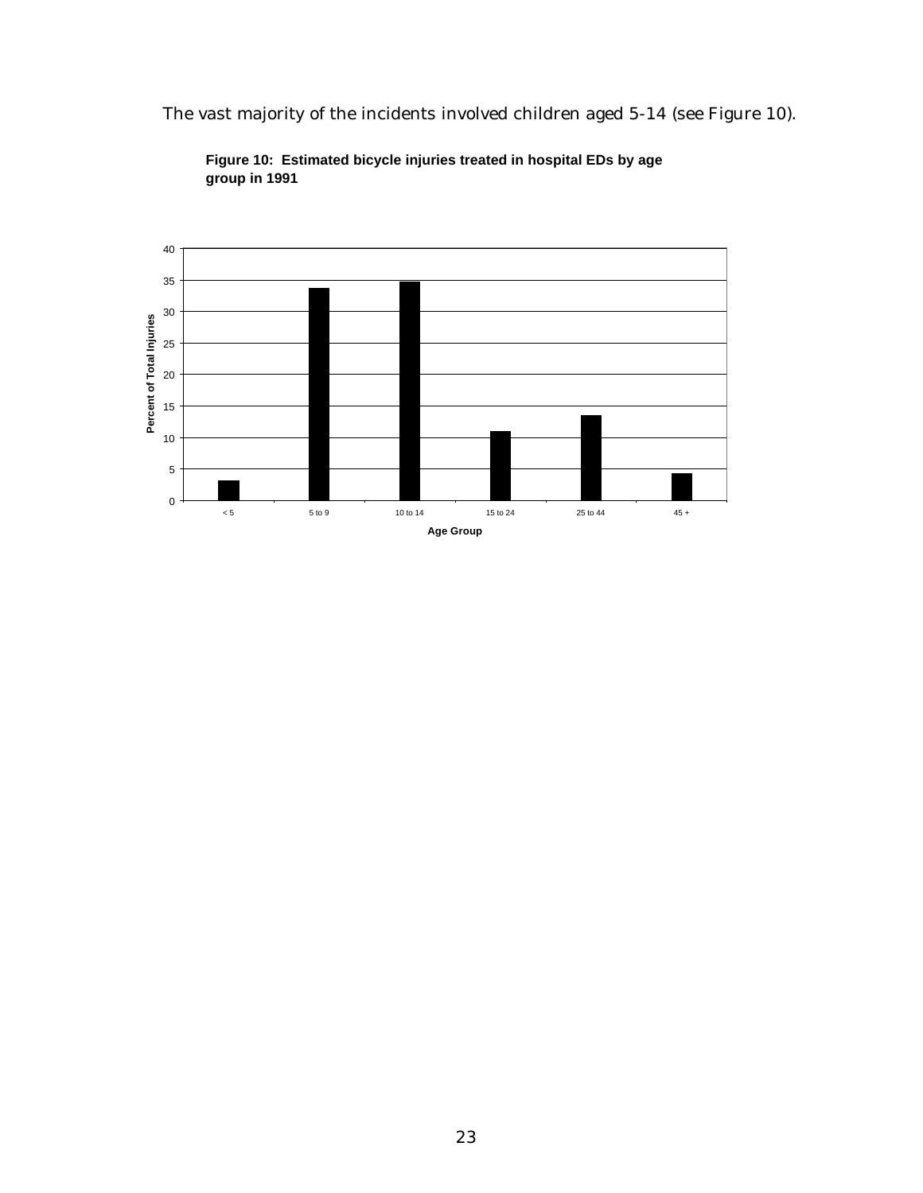The vast majority of the incidents involved children aged 5-14 (see Figure 10).

**Figure 10: Estimated bicycle injuries treated in hospital EDs by age group in 1991**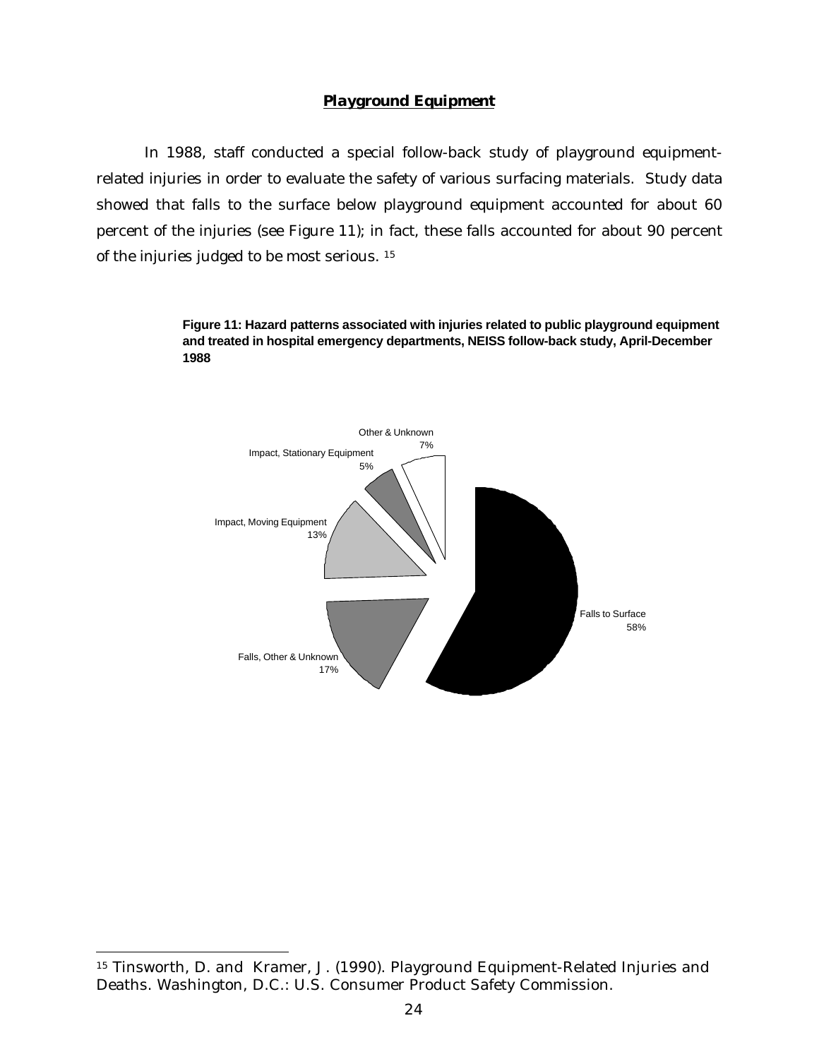## ***Playground Equipment***

In 1988, staff conducted a special follow-back study of playground equipment-related injuries in order to evaluate the safety of various surfacing materials. Study data showed that falls to the surface below playground equipment accounted for about 60 percent of the injuries (see Figure 11); in fact, these falls accounted for about 90 percent of the injuries judged to be most serious. [15]

**Figure 11: Hazard patterns associated with injuries related to public playground equipment and treated in hospital emergency departments, NEISS follow-back study, April-December 1988**

Other & Unknown 7%

Impact, Stationary Equipment 5%

Impact, Moving Equipment 13%

Falls to Surface 58%

Falls, Other & Unknown 17%

---

[15] Tinsworth, D. and Kramer, J. (1990). Playground Equipment-Related Injuries and Deaths. Washington, D.C.: U.S. Consumer Product Safety Commission.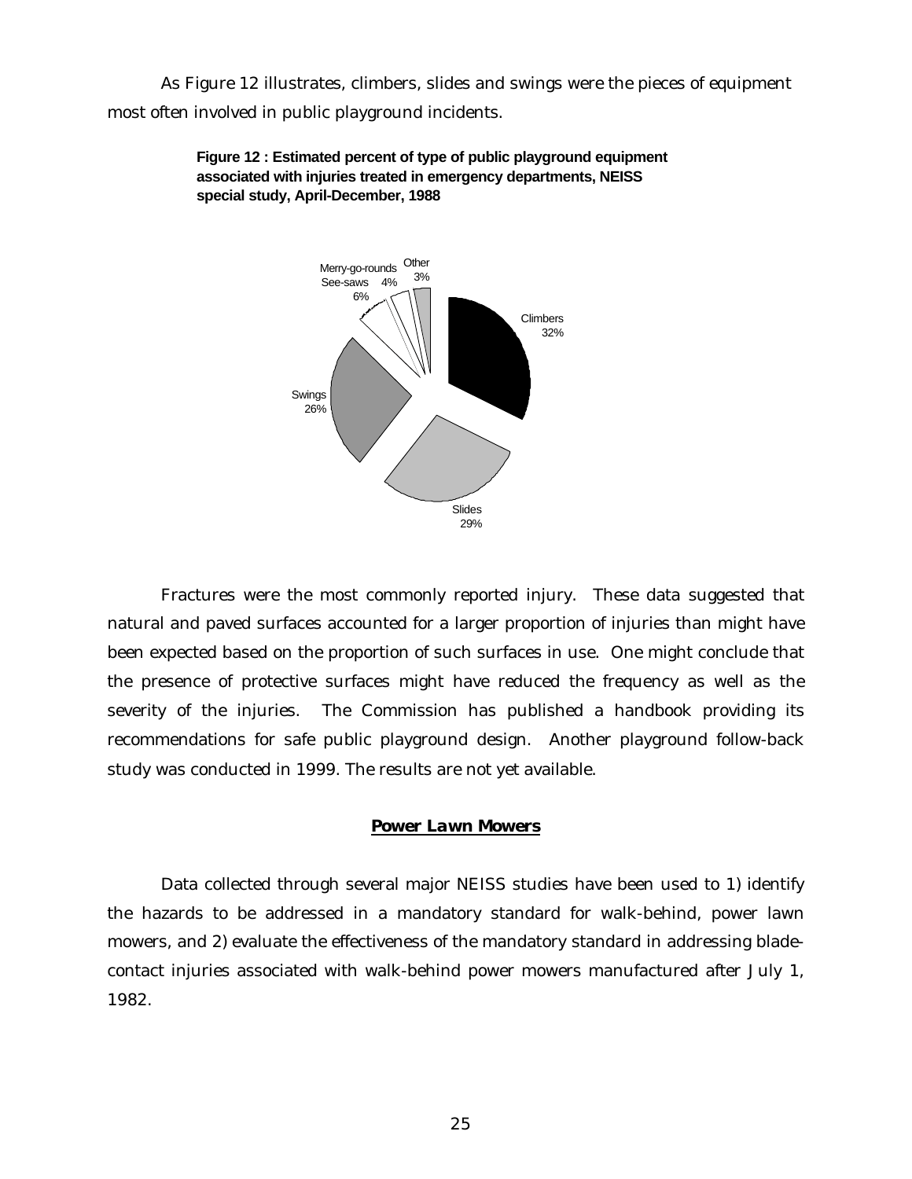As Figure 12 illustrates, climbers, slides and swings were the pieces of equipment most often involved in public playground incidents.

**Figure 12 : Estimated percent of type of public playground equipment associated with injuries treated in emergency departments, NEISS special study, April-December, 1988**

Climbers 32%

Slides 29%

Swings 26%

See-saws 6%

Merry-go-rounds 4%

Other 3%

Fractures were the most commonly reported injury. These data suggested that natural and paved surfaces accounted for a larger proportion of injuries than might have been expected based on the proportion of such surfaces in use. One might conclude that the presence of protective surfaces might have reduced the frequency as well as the severity of the injuries. The Commission has published a handbook providing its recommendations for safe public playground design. Another playground follow-back study was conducted in 1999. The results are not yet available.

## **Power Lawn Mowers**

Data collected through several major NEISS studies have been used to 1) identify the hazards to be addressed in a mandatory standard for walk-behind, power lawn mowers, and 2) evaluate the effectiveness of the mandatory standard in addressing blade-contact injuries associated with walk-behind power mowers manufactured after July 1, 1982.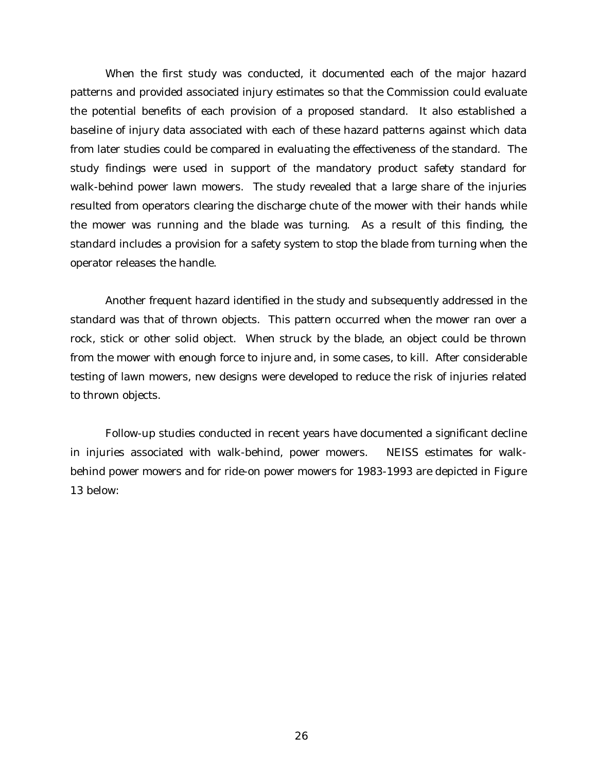When the first study was conducted, it documented each of the major hazard patterns and provided associated injury estimates so that the Commission could evaluate the potential benefits of each provision of a proposed standard. It also established a baseline of injury data associated with each of these hazard patterns against which data from later studies could be compared in evaluating the effectiveness of the standard. The study findings were used in support of the mandatory product safety standard for walk-behind power lawn mowers. The study revealed that a large share of the injuries resulted from operators clearing the discharge chute of the mower with their hands while the mower was running and the blade was turning. As a result of this finding, the standard includes a provision for a safety system to stop the blade from turning when the operator releases the handle.

Another frequent hazard identified in the study and subsequently addressed in the standard was that of thrown objects. This pattern occurred when the mower ran over a rock, stick or other solid object. When struck by the blade, an object could be thrown from the mower with enough force to injure and, in some cases, to kill. After considerable testing of lawn mowers, new designs were developed to reduce the risk of injuries related to thrown objects.

Follow-up studies conducted in recent years have documented a significant decline in injuries associated with walk-behind, power mowers. NEISS estimates for walk-behind power mowers and for ride-on power mowers for 1983-1993 are depicted in Figure 13 below: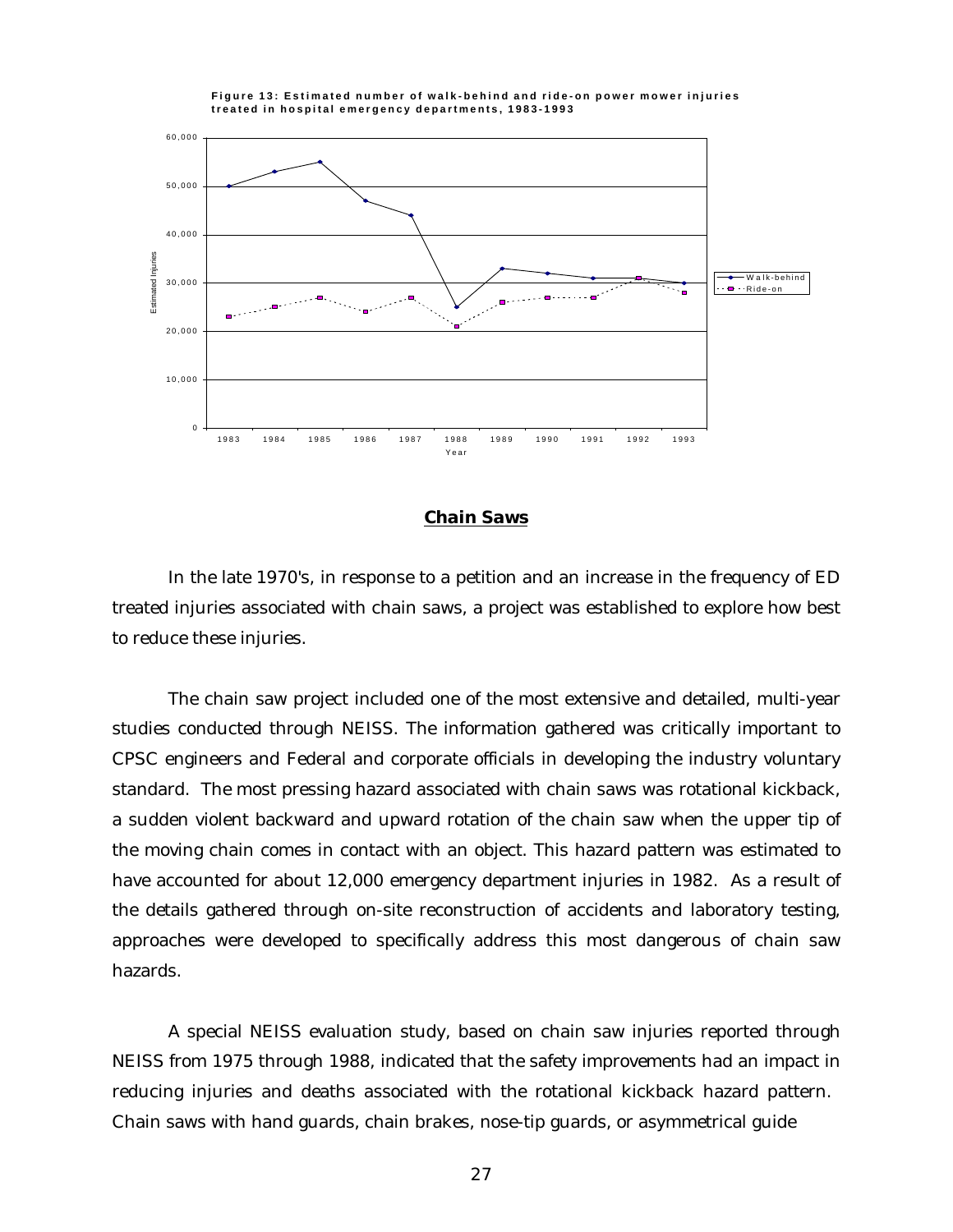**Figure 13: Estimated number of walk-behind and ride-on power mower injuries treated in hospital emergency departments, 1983-1993**

## Chain Saws

In the late 1970's, in response to a petition and an increase in the frequency of ED treated injuries associated with chain saws, a project was established to explore how best to reduce these injuries.

The chain saw project included one of the most extensive and detailed, multi-year studies conducted through NEISS. The information gathered was critically important to CPSC engineers and Federal and corporate officials in developing the industry voluntary standard. The most pressing hazard associated with chain saws was rotational kickback, a sudden violent backward and upward rotation of the chain saw when the upper tip of the moving chain comes in contact with an object. This hazard pattern was estimated to have accounted for about 12,000 emergency department injuries in 1982. As a result of the details gathered through on-site reconstruction of accidents and laboratory testing, approaches were developed to specifically address this most dangerous of chain saw hazards.

A special NEISS evaluation study, based on chain saw injuries reported through NEISS from 1975 through 1988, indicated that the safety improvements had an impact in reducing injuries and deaths associated with the rotational kickback hazard pattern. Chain saws with hand guards, chain brakes, nose-tip guards, or asymmetrical guide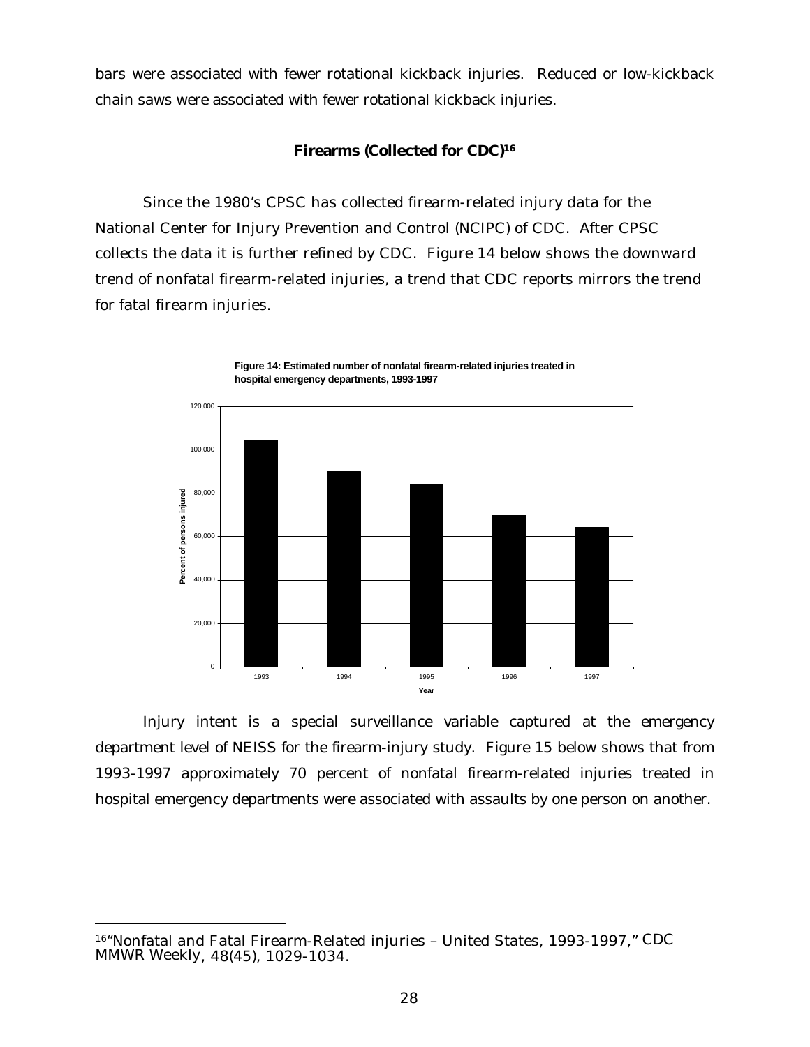bars were associated with fewer rotational kickback injuries. Reduced or low-kickback chain saws were associated with fewer rotational kickback injuries.

### Firearms (Collected for CDC)[16]

Since the 1980's CPSC has collected firearm-related injury data for the National Center for Injury Prevention and Control (NCIPC) of CDC. After CPSC collects the data it is further refined by CDC. Figure 14 below shows the downward trend of nonfatal firearm-related injuries, a trend that CDC reports mirrors the trend for fatal firearm injuries.

**Figure 14: Estimated number of nonfatal firearm-related injuries treated in hospital emergency departments, 1993-1997**

Injury intent is a special surveillance variable captured at the emergency department level of NEISS for the firearm-injury study. Figure 15 below shows that from 1993-1997 approximately 70 percent of nonfatal firearm-related injuries treated in hospital emergency departments were associated with assaults by one person on another.

---

[16] "Nonfatal and Fatal Firearm-Related injuries – United States, 1993-1997," CDC MMWR Weekly, 48(45), 1029-1034.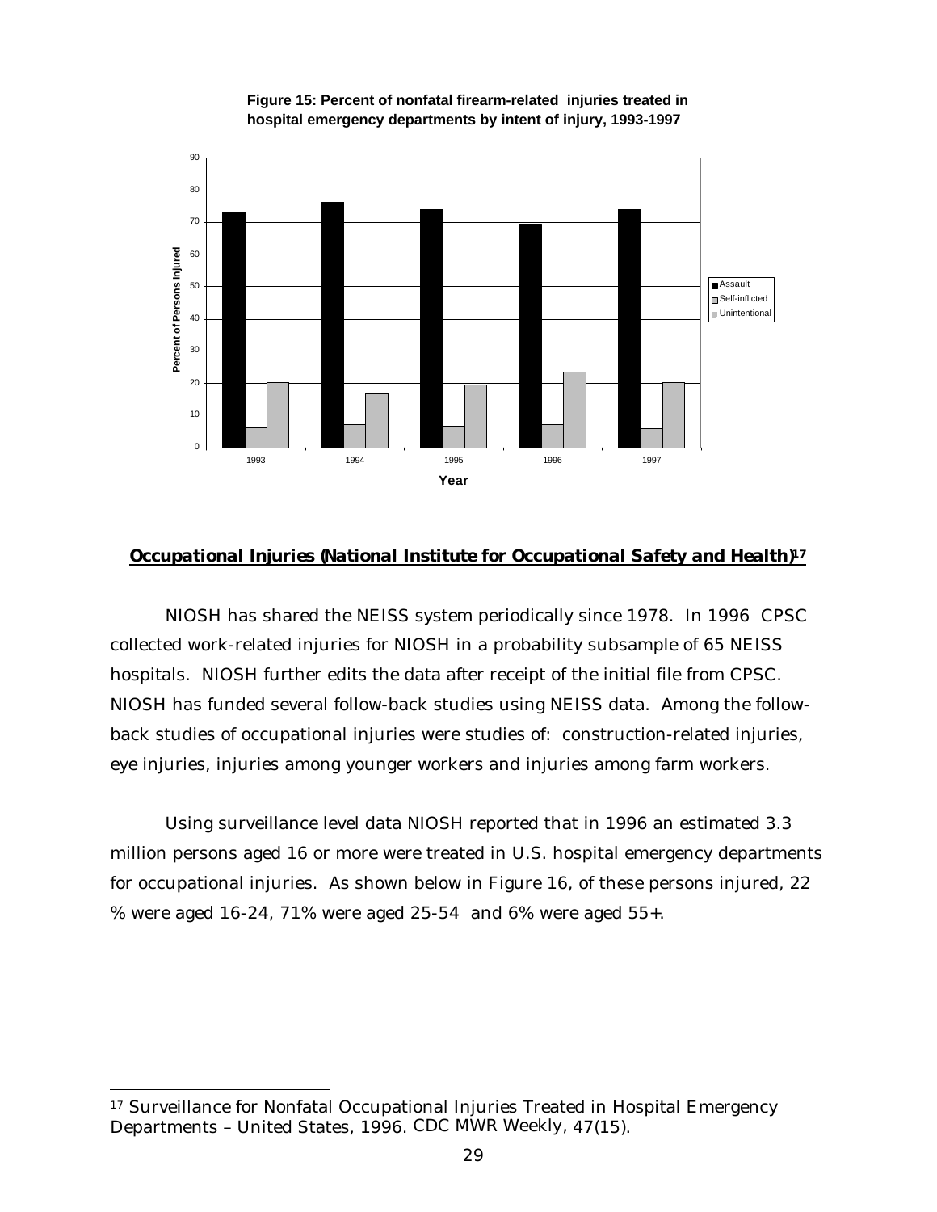**Figure 15: Percent of nonfatal firearm-related injuries treated in hospital emergency departments by intent of injury, 1993-1997**

## Occupational Injuries (National Institute for Occupational Safety and Health)[17]

NIOSH has shared the NEISS system periodically since 1978. In 1996 CPSC collected work-related injuries for NIOSH in a probability subsample of 65 NEISS hospitals. NIOSH further edits the data after receipt of the initial file from CPSC. NIOSH has funded several follow-back studies using NEISS data. Among the follow-back studies of occupational injuries were studies of: construction-related injuries, eye injuries, injuries among younger workers and injuries among farm workers.

Using surveillance level data NIOSH reported that in 1996 an estimated 3.3 million persons aged 16 or more were treated in U.S. hospital emergency departments for occupational injuries. As shown below in Figure 16, of these persons injured, 22 % were aged 16-24, 71% were aged 25-54 and 6% were aged 55+.

---

[17] Surveillance for Nonfatal Occupational Injuries Treated in Hospital Emergency Departments – United States, 1996. CDC MWR Weekly, 47(15).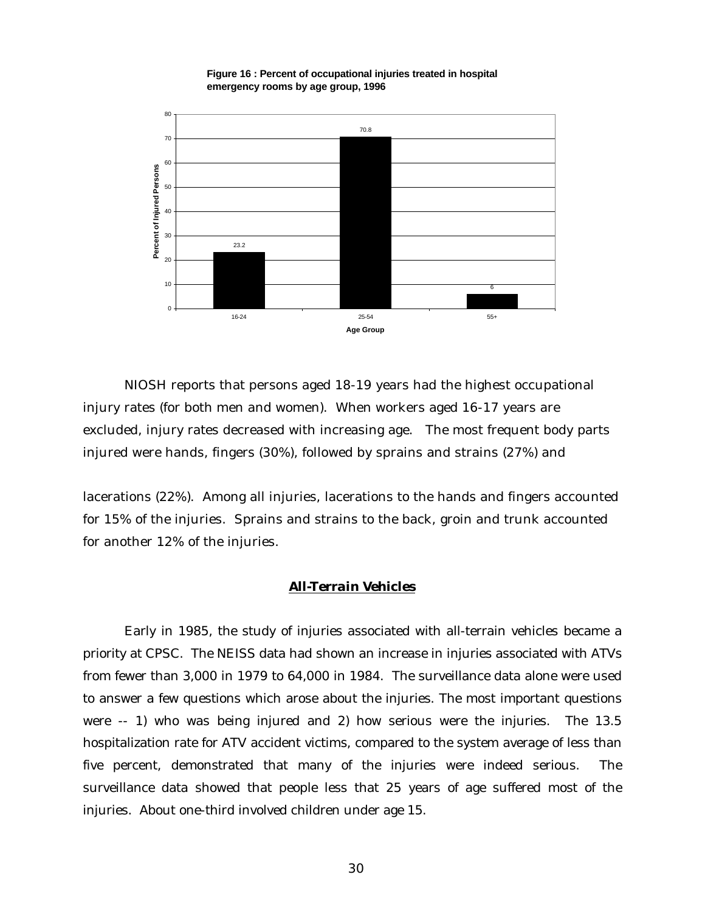**Figure 16 : Percent of occupational injuries treated in hospital emergency rooms by age group, 1996**

| Age Group | Percent of Injured Persons |
|---|---|
| 16-24 | 23.2 |
| 25-54 | 70.8 |
| 55+ | 6 |

NIOSH reports that persons aged 18-19 years had the highest occupational injury rates (for both men and women). When workers aged 16-17 years are excluded, injury rates decreased with increasing age. The most frequent body parts injured were hands, fingers (30%), followed by sprains and strains (27%) and

lacerations (22%). Among all injuries, lacerations to the hands and fingers accounted for 15% of the injuries. Sprains and strains to the back, groin and trunk accounted for another 12% of the injuries.

## ***All-Terrain Vehicles***

Early in 1985, the study of injuries associated with all-terrain vehicles became a priority at CPSC. The NEISS data had shown an increase in injuries associated with ATVs from fewer than 3,000 in 1979 to 64,000 in 1984. The surveillance data alone were used to answer a few questions which arose about the injuries. The most important questions were -- 1) who was being injured and 2) how serious were the injuries. The 13.5 hospitalization rate for ATV accident victims, compared to the system average of less than five percent, demonstrated that many of the injuries were indeed serious. The surveillance data showed that people less that 25 years of age suffered most of the injuries. About one-third involved children under age 15.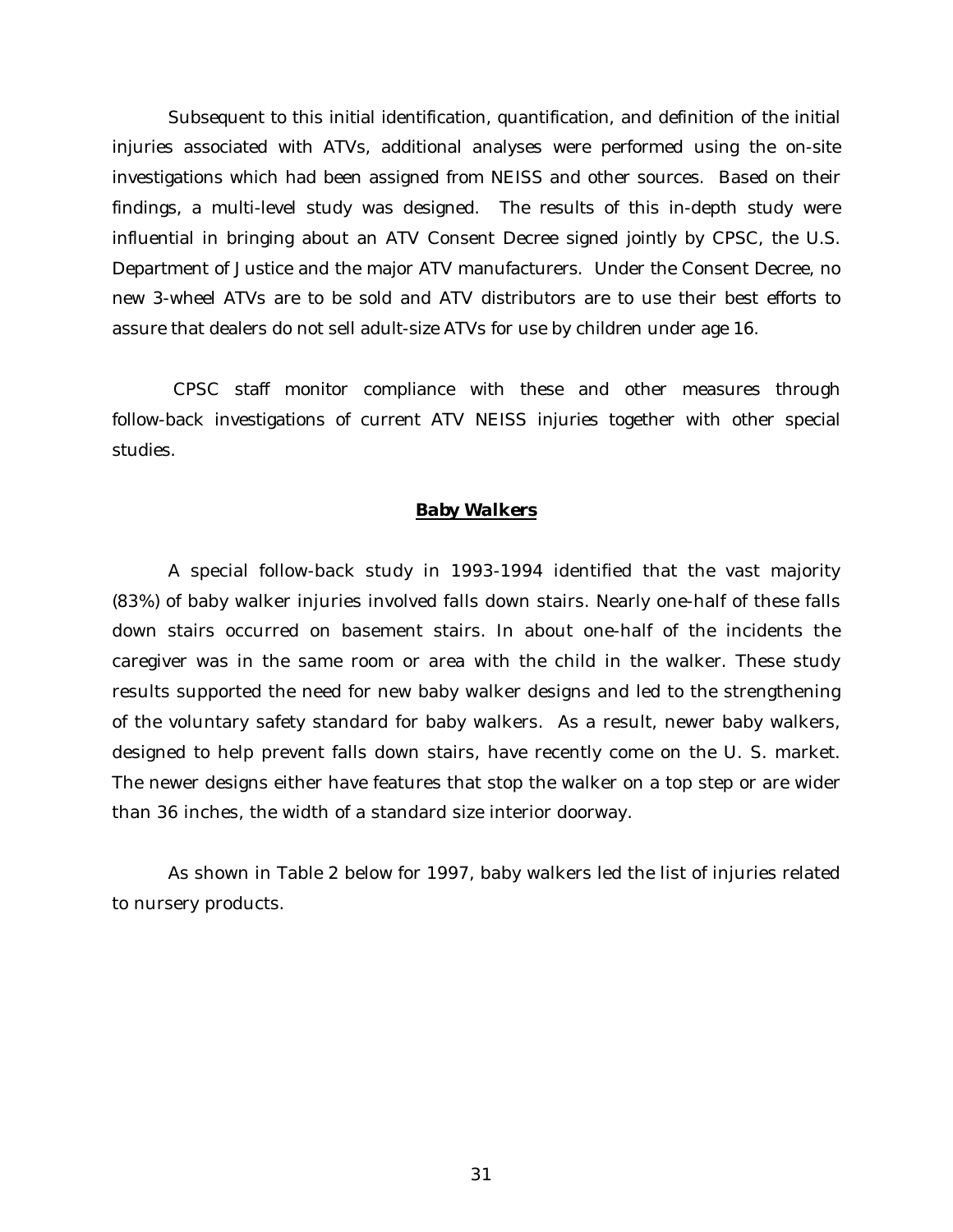Subsequent to this initial identification, quantification, and definition of the initial injuries associated with ATVs, additional analyses were performed using the on-site investigations which had been assigned from NEISS and other sources. Based on their findings, a multi-level study was designed. The results of this in-depth study were influential in bringing about an ATV Consent Decree signed jointly by CPSC, the U.S. Department of Justice and the major ATV manufacturers. Under the Consent Decree, no new 3-wheel ATVs are to be sold and ATV distributors are to use their best efforts to assure that dealers do not sell adult-size ATVs for use by children under age 16.

CPSC staff monitor compliance with these and other measures through follow-back investigations of current ATV NEISS injuries together with other special studies.

## ***Baby Walkers***

A special follow-back study in 1993-1994 identified that the vast majority (83%) of baby walker injuries involved falls down stairs. Nearly one-half of these falls down stairs occurred on basement stairs. In about one-half of the incidents the caregiver was in the same room or area with the child in the walker. These study results supported the need for new baby walker designs and led to the strengthening of the voluntary safety standard for baby walkers. As a result, newer baby walkers, designed to help prevent falls down stairs, have recently come on the U. S. market. The newer designs either have features that stop the walker on a top step or are wider than 36 inches, the width of a standard size interior doorway.

As shown in Table 2 below for 1997, baby walkers led the list of injuries related to nursery products.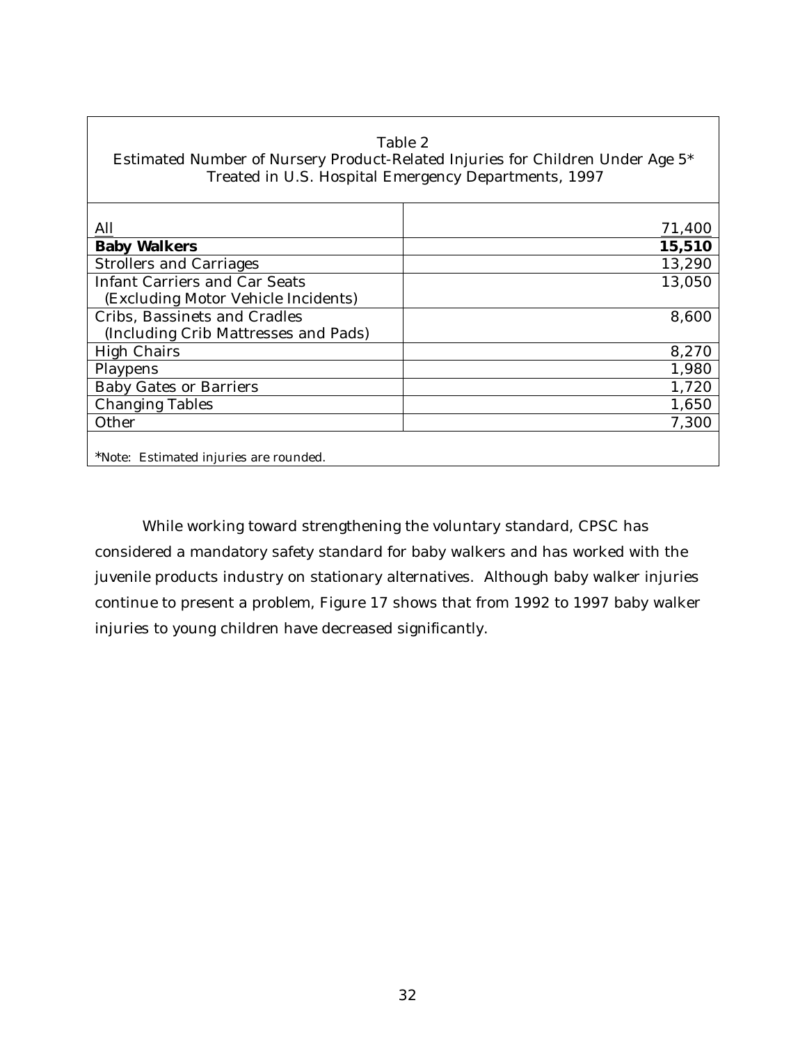Table 2
Estimated Number of Nursery Product-Related Injuries for Children Under Age 5*
Treated in U.S. Hospital Emergency Departments, 1997

| | |
|---|---|
| All | 71,400 |
| **Baby Walkers** | **15,510** |
| Strollers and Carriages | 13,290 |
| Infant Carriers and Car Seats (Excluding Motor Vehicle Incidents) | 13,050 |
| Cribs, Bassinets and Cradles (Including Crib Mattresses and Pads) | 8,600 |
| High Chairs | 8,270 |
| Playpens | 1,980 |
| Baby Gates or Barriers | 1,720 |
| Changing Tables | 1,650 |
| Other | 7,300 |

*Note: Estimated injuries are rounded.

While working toward strengthening the voluntary standard, CPSC has considered a mandatory safety standard for baby walkers and has worked with the juvenile products industry on stationary alternatives. Although baby walker injuries continue to present a problem, Figure 17 shows that from 1992 to 1997 baby walker injuries to young children have decreased significantly.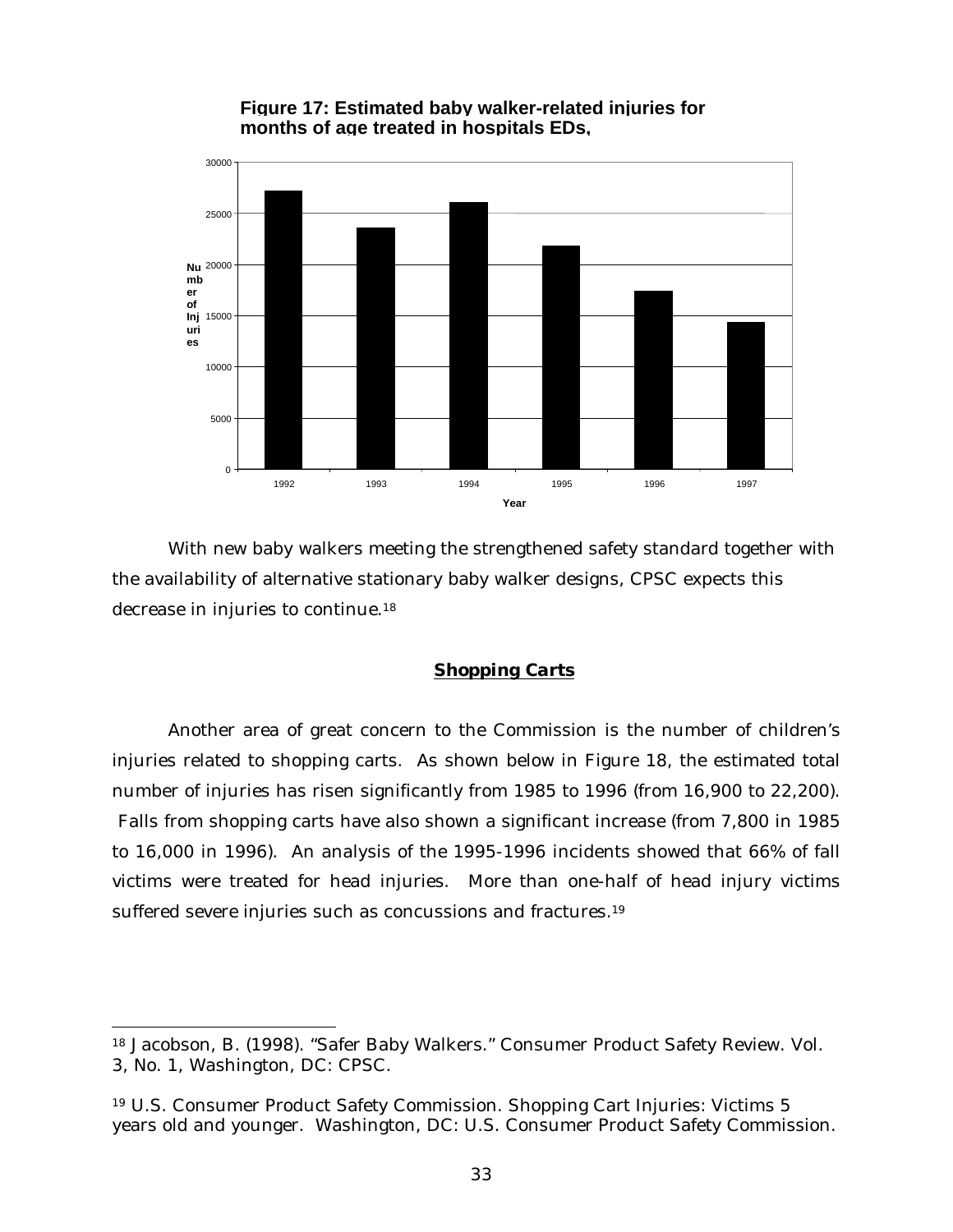**Figure 17: Estimated baby walker-related injuries for months of age treated in hospitals EDs,**

With new baby walkers meeting the strengthened safety standard together with the availability of alternative stationary baby walker designs, CPSC expects this decrease in injuries to continue.[18]

## *Shopping Carts*

Another area of great concern to the Commission is the number of children's injuries related to shopping carts. As shown below in Figure 18, the estimated total number of injuries has risen significantly from 1985 to 1996 (from 16,900 to 22,200). Falls from shopping carts have also shown a significant increase (from 7,800 in 1985 to 16,000 in 1996). An analysis of the 1995-1996 incidents showed that 66% of fall victims were treated for head injuries. More than one-half of head injury victims suffered severe injuries such as concussions and fractures.[19]

---

[18] Jacobson, B. (1998). "Safer Baby Walkers." Consumer Product Safety Review. Vol. 3, No. 1, Washington, DC: CPSC.

[19] U.S. Consumer Product Safety Commission. Shopping Cart Injuries: Victims 5 years old and younger. Washington, DC: U.S. Consumer Product Safety Commission.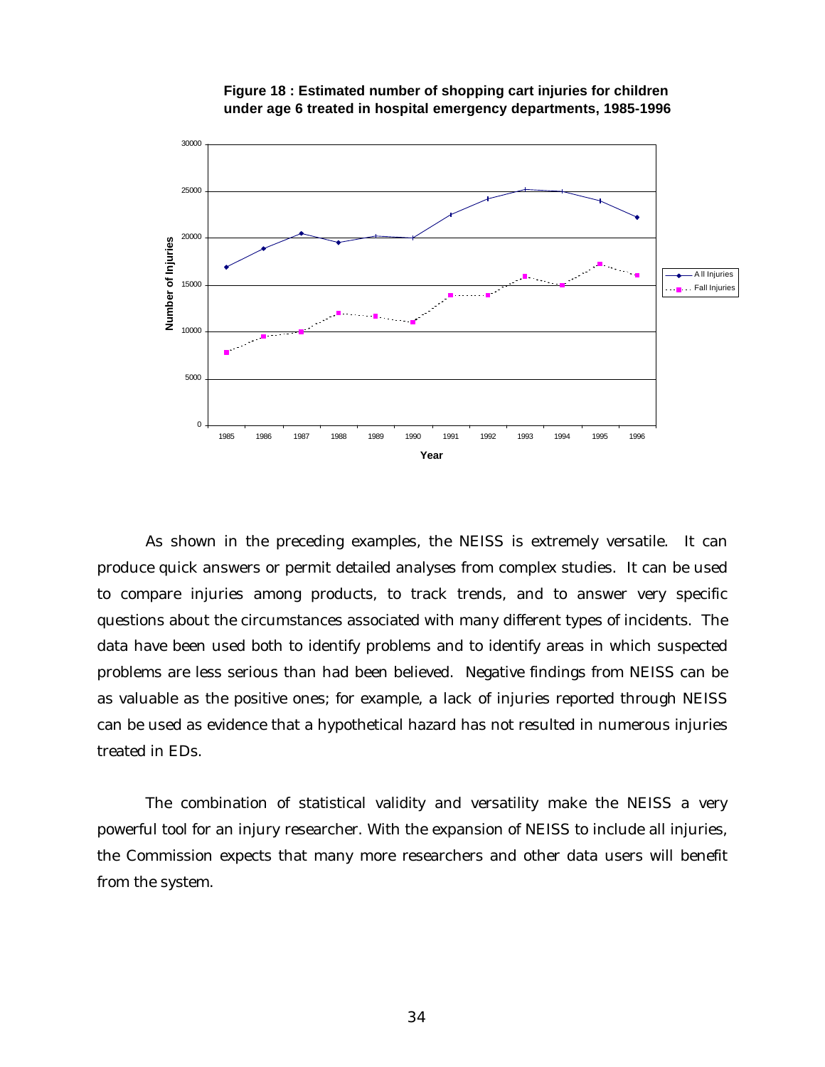**Figure 18 : Estimated number of shopping cart injuries for children under age 6 treated in hospital emergency departments, 1985-1996**

As shown in the preceding examples, the NEISS is extremely versatile. It can produce quick answers or permit detailed analyses from complex studies. It can be used to compare injuries among products, to track trends, and to answer very specific questions about the circumstances associated with many different types of incidents. The data have been used both to identify problems and to identify areas in which suspected problems are less serious than had been believed. Negative findings from NEISS can be as valuable as the positive ones; for example, a lack of injuries reported through NEISS can be used as evidence that a hypothetical hazard has not resulted in numerous injuries treated in EDs.

The combination of statistical validity and versatility make the NEISS a very powerful tool for an injury researcher. With the expansion of NEISS to include all injuries, the Commission expects that many more researchers and other data users will benefit from the system.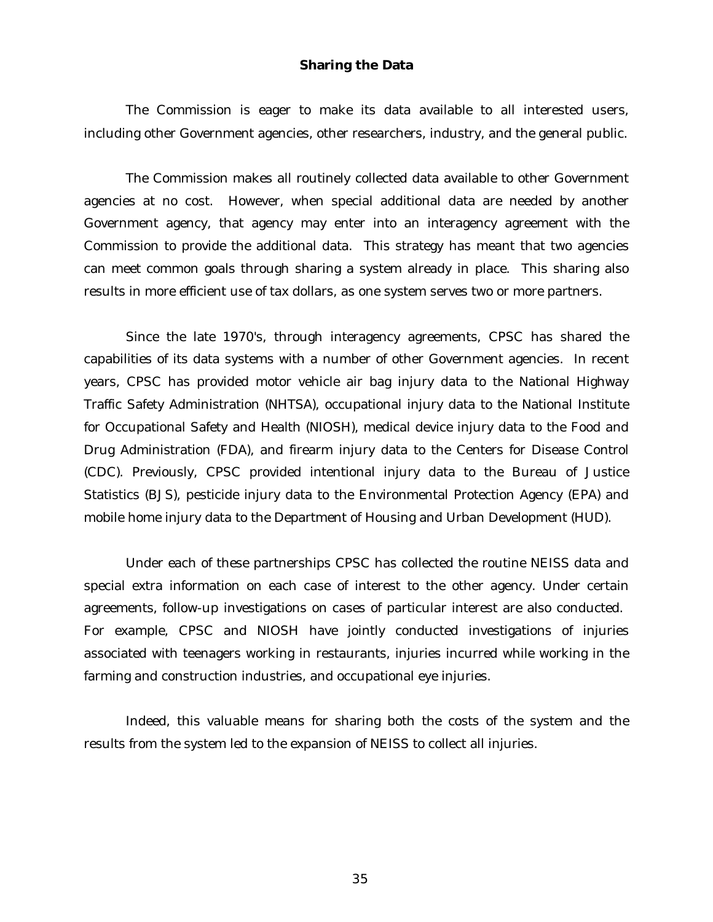## Sharing the Data

The Commission is eager to make its data available to all interested users, including other Government agencies, other researchers, industry, and the general public.

The Commission makes all routinely collected data available to other Government agencies at no cost. However, when special additional data are needed by another Government agency, that agency may enter into an interagency agreement with the Commission to provide the additional data. This strategy has meant that two agencies can meet common goals through sharing a system already in place. This sharing also results in more efficient use of tax dollars, as one system serves two or more partners.

Since the late 1970's, through interagency agreements, CPSC has shared the capabilities of its data systems with a number of other Government agencies. In recent years, CPSC has provided motor vehicle air bag injury data to the National Highway Traffic Safety Administration (NHTSA), occupational injury data to the National Institute for Occupational Safety and Health (NIOSH), medical device injury data to the Food and Drug Administration (FDA), and firearm injury data to the Centers for Disease Control (CDC). Previously, CPSC provided intentional injury data to the Bureau of Justice Statistics (BJS), pesticide injury data to the Environmental Protection Agency (EPA) and mobile home injury data to the Department of Housing and Urban Development (HUD).

Under each of these partnerships CPSC has collected the routine NEISS data and special extra information on each case of interest to the other agency. Under certain agreements, follow-up investigations on cases of particular interest are also conducted. For example, CPSC and NIOSH have jointly conducted investigations of injuries associated with teenagers working in restaurants, injuries incurred while working in the farming and construction industries, and occupational eye injuries.

Indeed, this valuable means for sharing both the costs of the system and the results from the system led to the expansion of NEISS to collect all injuries.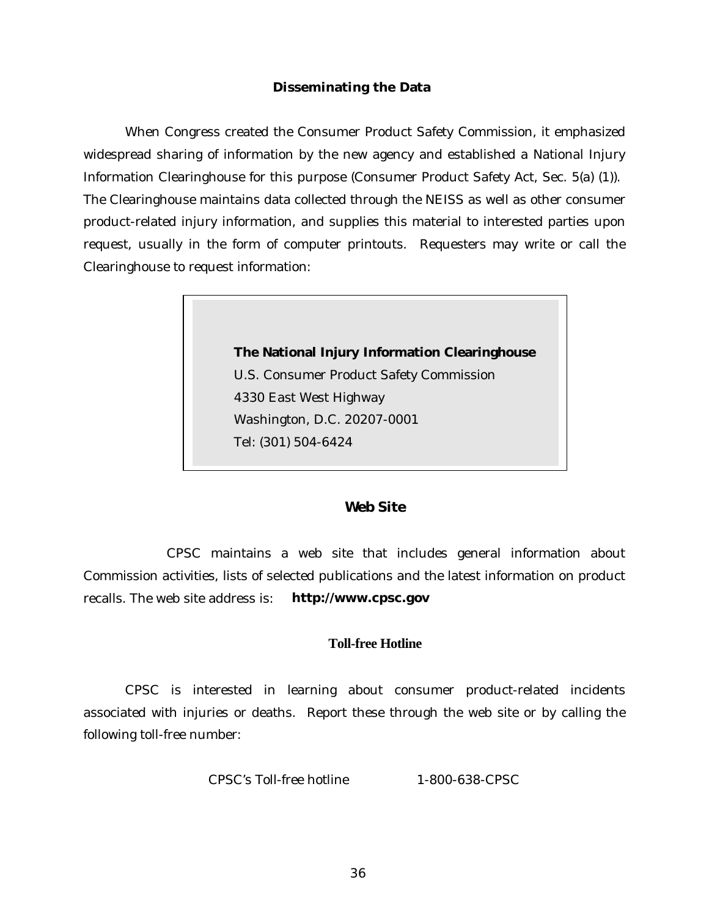## Disseminating the Data

When Congress created the Consumer Product Safety Commission, it emphasized widespread sharing of information by the new agency and established a National Injury Information Clearinghouse for this purpose (Consumer Product Safety Act, Sec. 5(a) (1)). The Clearinghouse maintains data collected through the NEISS as well as other consumer product-related injury information, and supplies this material to interested parties upon request, usually in the form of computer printouts. Requesters may write or call the Clearinghouse to request information:

> **The National Injury Information Clearinghouse**
> U.S. Consumer Product Safety Commission
> 4330 East West Highway
> Washington, D.C. 20207-0001
> Tel: (301) 504-6424

## Web Site

CPSC maintains a web site that includes general information about Commission activities, lists of selected publications and the latest information on product recalls. The web site address is: **http://www.cpsc.gov**

## Toll-free Hotline

CPSC is interested in learning about consumer product-related incidents associated with injuries or deaths. Report these through the web site or by calling the following toll-free number:

CPSC's Toll-free hotline 1-800-638-CPSC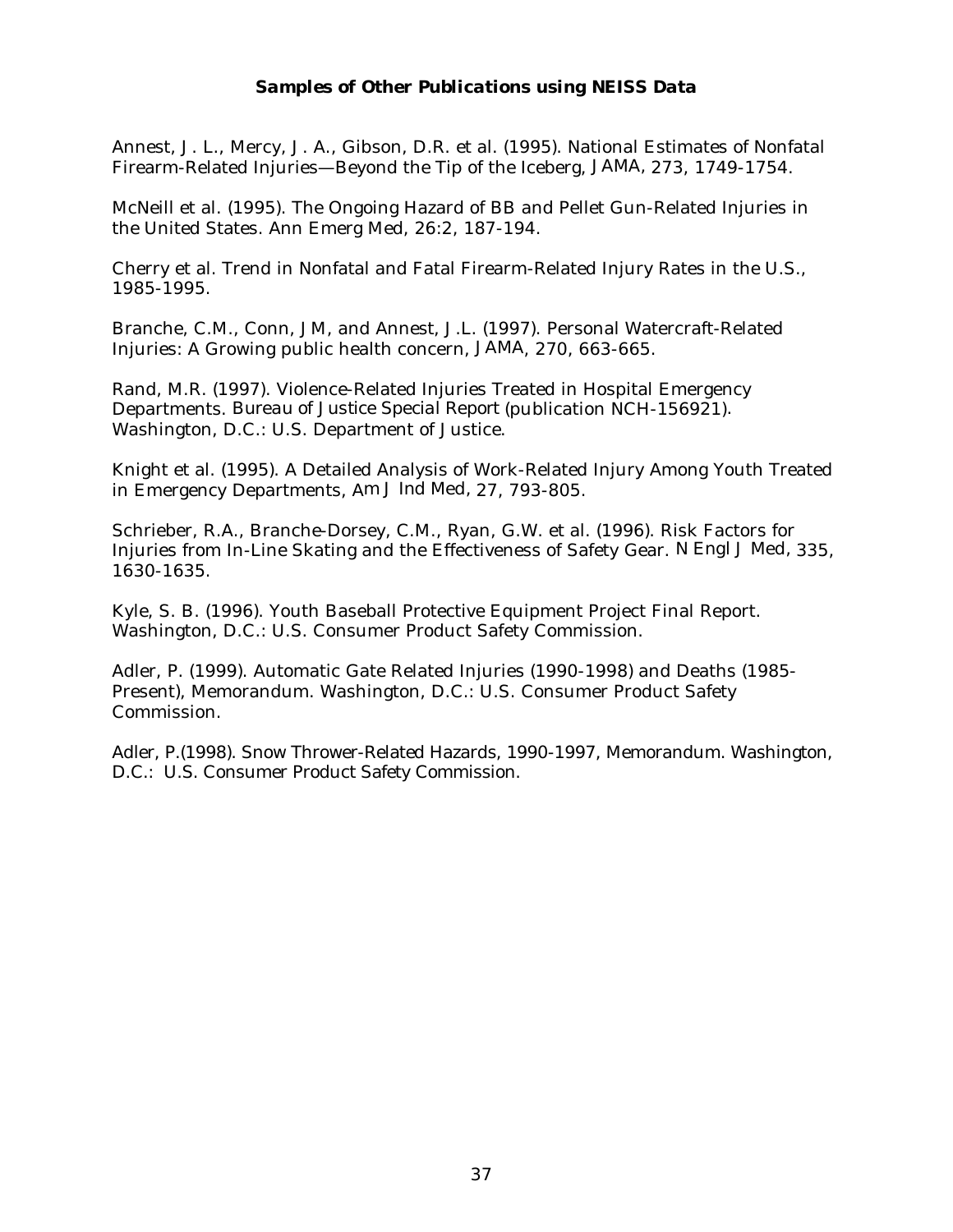**Samples of Other Publications using NEISS Data**

Annest, J. L., Mercy, J. A., Gibson, D.R. et al. (1995). National Estimates of Nonfatal Firearm-Related Injuries—Beyond the Tip of the Iceberg, *JAMA*, 273, 1749-1754.

McNeill et al. (1995). The Ongoing Hazard of BB and Pellet Gun-Related Injuries in the United States. *Ann Emerg Med*, 26:2, 187-194.

Cherry et al. Trend in Nonfatal and Fatal Firearm-Related Injury Rates in the U.S., 1985-1995.

Branche, C.M., Conn, JM, and Annest, J.L. (1997). Personal Watercraft-Related Injuries: A Growing public health concern, *JAMA*, 270, 663-665.

Rand, M.R. (1997). Violence-Related Injuries Treated in Hospital Emergency Departments. *Bureau of Justice Special Report* (publication NCH-156921). Washington, D.C.: U.S. Department of Justice.

Knight et al. (1995). A Detailed Analysis of Work-Related Injury Among Youth Treated in Emergency Departments, *Am J Ind Med*, 27, 793-805.

Schrieber, R.A., Branche-Dorsey, C.M., Ryan, G.W. et al. (1996). Risk Factors for Injuries from In-Line Skating and the Effectiveness of Safety Gear. *N Engl J Med*, 335, 1630-1635.

Kyle, S. B. (1996). Youth Baseball Protective Equipment Project Final Report. Washington, D.C.: U.S. Consumer Product Safety Commission.

Adler, P. (1999). Automatic Gate Related Injuries (1990-1998) and Deaths (1985-Present), Memorandum. Washington, D.C.: U.S. Consumer Product Safety Commission.

Adler, P.(1998). Snow Thrower-Related Hazards, 1990-1997, Memorandum. Washington, D.C.: U.S. Consumer Product Safety Commission.